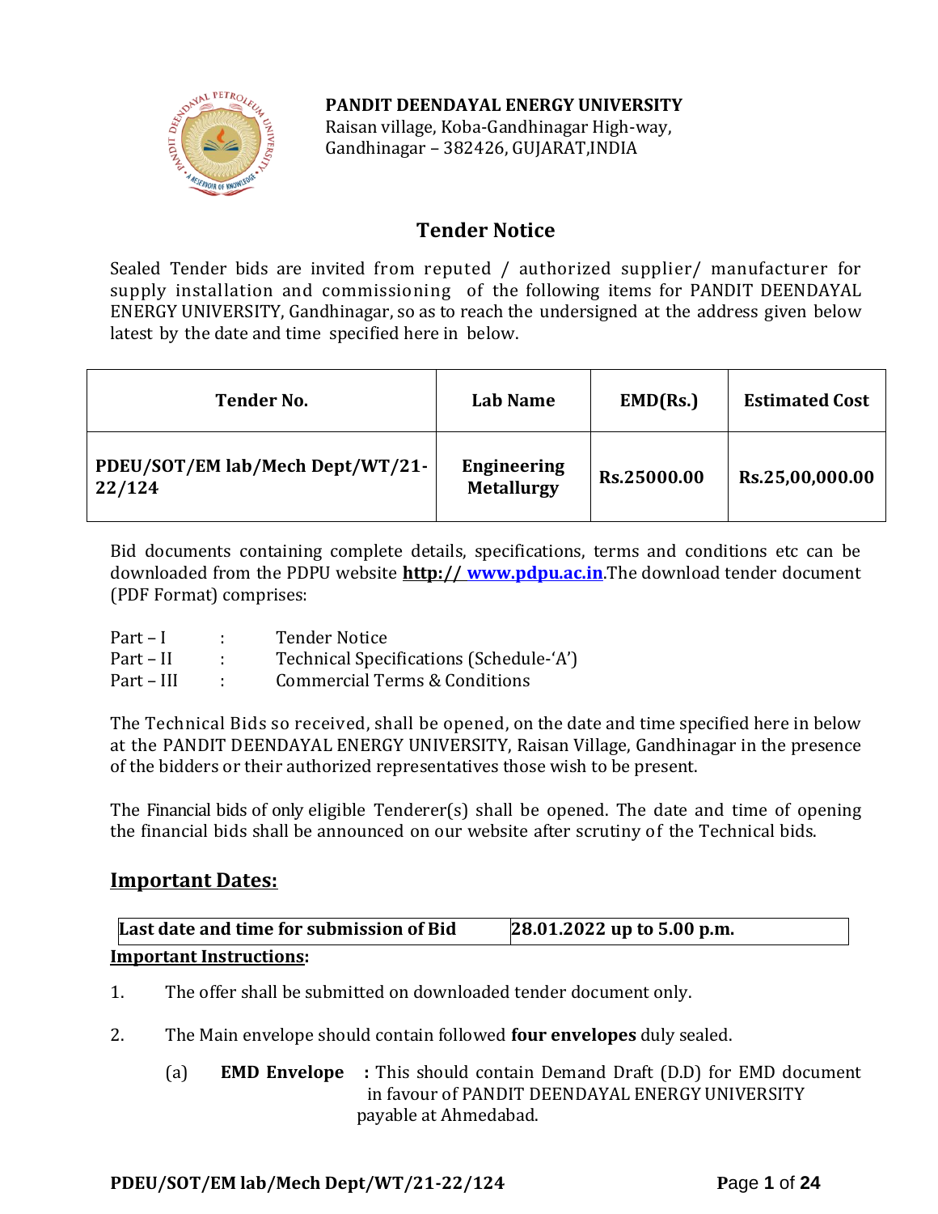**PANDIT DEENDAYAL ENERGY UNIVERSITY**
Raisan village, Koba-Gandhinagar High-way,
Gandhinagar – 382426, GUJARAT,INDIA

## Tender Notice

Sealed Tender bids are invited from reputed / authorized supplier/ manufacturer for supply installation and commissioning of the following items for PANDIT DEENDAYAL ENERGY UNIVERSITY, Gandhinagar, so as to reach the undersigned at the address given below latest by the date and time specified here in below.

| Tender No. | Lab Name | EMD(Rs.) | Estimated Cost |
|---|---|---|---|
| **PDEU/SOT/EM lab/Mech Dept/WT/21-22/124** | **Engineering Metallurgy** | **Rs.25000.00** | **Rs.25,00,000.00** |

Bid documents containing complete details, specifications, terms and conditions etc can be downloaded from the PDPU website **http:// www.pdpu.ac.in**.The download tender document (PDF Format) comprises:

Part – I : Tender Notice
Part – II : Technical Specifications (Schedule-'A')
Part – III : Commercial Terms & Conditions

The Technical Bids so received, shall be opened, on the date and time specified here in below at the PANDIT DEENDAYAL ENERGY UNIVERSITY, Raisan Village, Gandhinagar in the presence of the bidders or their authorized representatives those wish to be present.

The Financial bids of only eligible Tenderer(s) shall be opened. The date and time of opening the financial bids shall be announced on our website after scrutiny of the Technical bids.

## Important Dates:

| **Last date and time for submission of Bid** | **28.01.2022 up to 5.00 p.m.** |
|---|---|

**Important Instructions:**

1. The offer shall be submitted on downloaded tender document only.

2. The Main envelope should contain followed **four envelopes** duly sealed.

   (a) **EMD Envelope** : This should contain Demand Draft (D.D) for EMD document in favour of PANDIT DEENDAYAL ENERGY UNIVERSITY payable at Ahmedabad.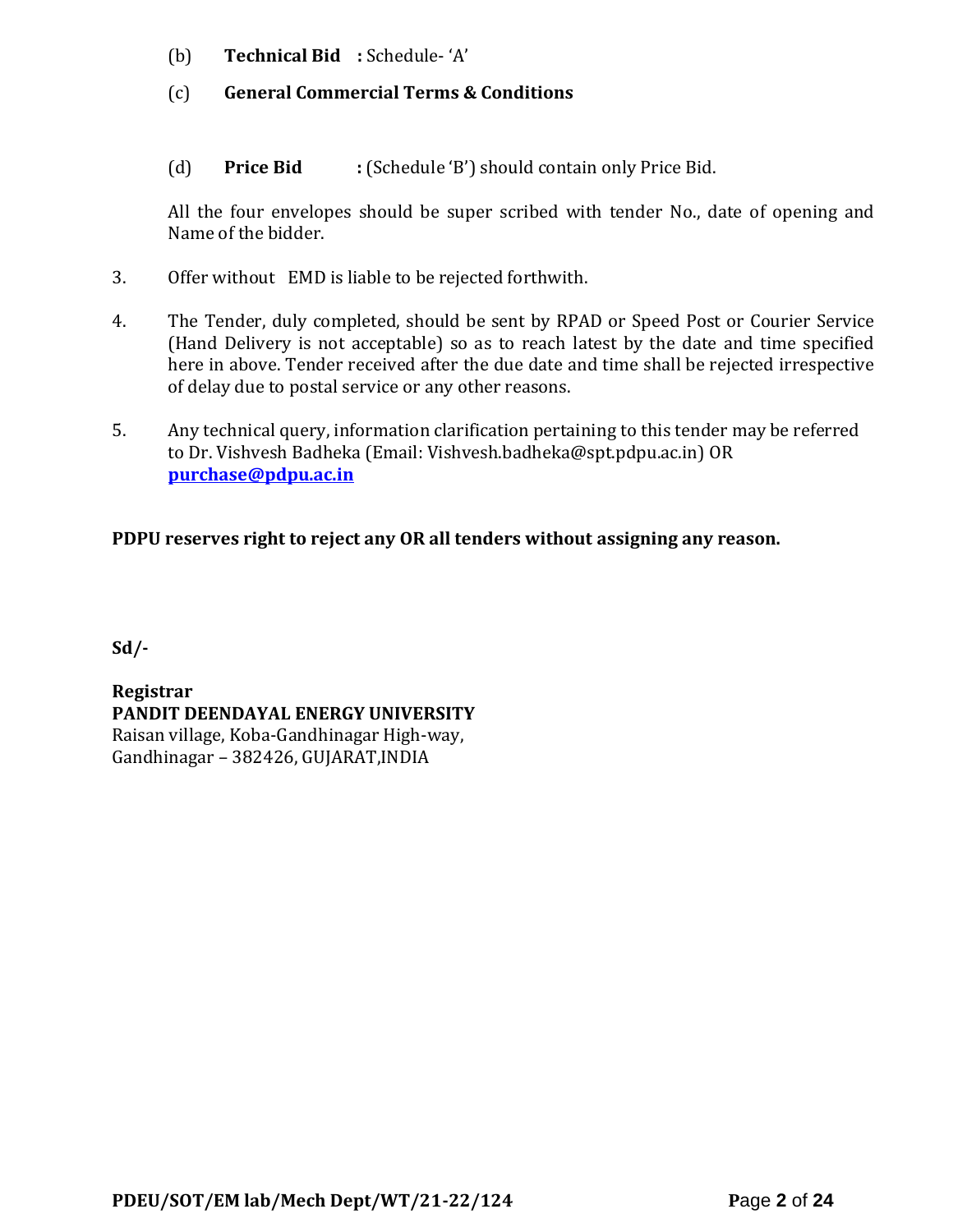(b) **Technical Bid :** Schedule- 'A'

(c) **General Commercial Terms & Conditions**

(d) **Price Bid :** (Schedule 'B') should contain only Price Bid.

All the four envelopes should be super scribed with tender No., date of opening and Name of the bidder.

3. Offer without EMD is liable to be rejected forthwith.

4. The Tender, duly completed, should be sent by RPAD or Speed Post or Courier Service (Hand Delivery is not acceptable) so as to reach latest by the date and time specified here in above. Tender received after the due date and time shall be rejected irrespective of delay due to postal service or any other reasons.

5. Any technical query, information clarification pertaining to this tender may be referred to Dr. Vishvesh Badheka (Email: Vishvesh.badheka@spt.pdpu.ac.in) OR **purchase@pdpu.ac.in**

**PDPU reserves right to reject any OR all tenders without assigning any reason.**

**Sd/-**

**Registrar**
**PANDIT DEENDAYAL ENERGY UNIVERSITY**
Raisan village, Koba-Gandhinagar High-way,
Gandhinagar – 382426, GUJARAT,INDIA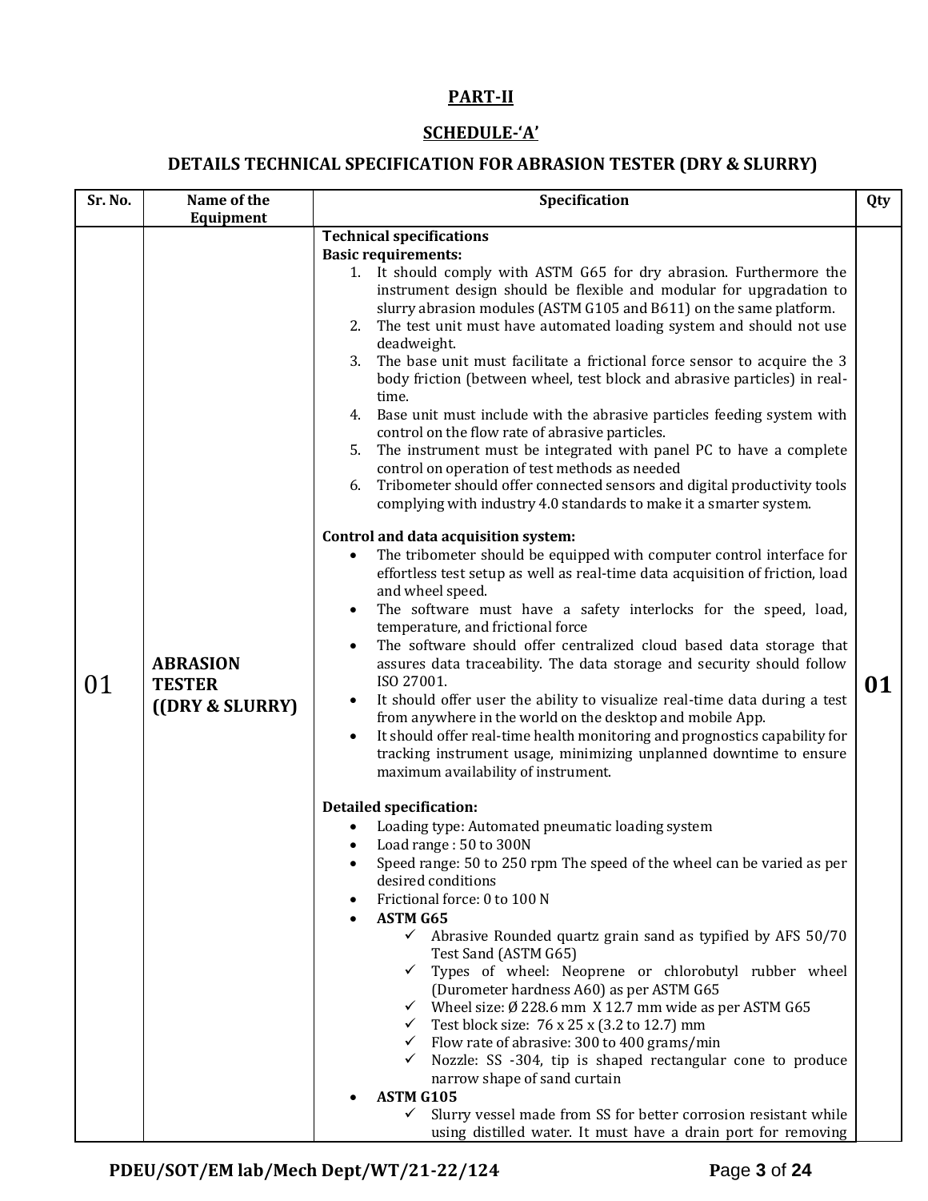## PART-II

## SCHEDULE-'A'

### DETAILS TECHNICAL SPECIFICATION FOR ABRASION TESTER (DRY & SLURRY)

| Sr. No. | Name of the Equipment | Specification | Qty |
|---|---|---|---|
| 01 | **ABRASION TESTER ((DRY & SLURRY)** | **Technical specifications**<br>**Basic requirements:**<br>1. It should comply with ASTM G65 for dry abrasion. Furthermore the instrument design should be flexible and modular for upgradation to slurry abrasion modules (ASTM G105 and B611) on the same platform.<br>2. The test unit must have automated loading system and should not use deadweight.<br>3. The base unit must facilitate a frictional force sensor to acquire the 3 body friction (between wheel, test block and abrasive particles) in real-time.<br>4. Base unit must include with the abrasive particles feeding system with control on the flow rate of abrasive particles.<br>5. The instrument must be integrated with panel PC to have a complete control on operation of test methods as needed<br>6. Tribometer should offer connected sensors and digital productivity tools complying with industry 4.0 standards to make it a smarter system.<br><br>**Control and data acquisition system:**<br>• The tribometer should be equipped with computer control interface for effortless test setup as well as real-time data acquisition of friction, load and wheel speed.<br>• The software must have a safety interlocks for the speed, load, temperature, and frictional force<br>• The software should offer centralized cloud based data storage that assures data traceability. The data storage and security should follow ISO 27001.<br>• It should offer user the ability to visualize real-time data during a test from anywhere in the world on the desktop and mobile App.<br>• It should offer real-time health monitoring and prognostics capability for tracking instrument usage, minimizing unplanned downtime to ensure maximum availability of instrument.<br><br>**Detailed specification:**<br>• Loading type: Automated pneumatic loading system<br>• Load range : 50 to 300N<br>• Speed range: 50 to 250 rpm The speed of the wheel can be varied as per desired conditions<br>• Frictional force: 0 to 100 N<br>• **ASTM G65**<br>✓ Abrasive Rounded quartz grain sand as typified by AFS 50/70 Test Sand (ASTM G65)<br>✓ Types of wheel: Neoprene or chlorobutyl rubber wheel (Durometer hardness A60) as per ASTM G65<br>✓ Wheel size: Ø 228.6 mm X 12.7 mm wide as per ASTM G65<br>✓ Test block size: 76 x 25 x (3.2 to 12.7) mm<br>✓ Flow rate of abrasive: 300 to 400 grams/min<br>✓ Nozzle: SS -304, tip is shaped rectangular cone to produce narrow shape of sand curtain<br>• **ASTM G105**<br>✓ Slurry vessel made from SS for better corrosion resistant while using distilled water. It must have a drain port for removing | **01** |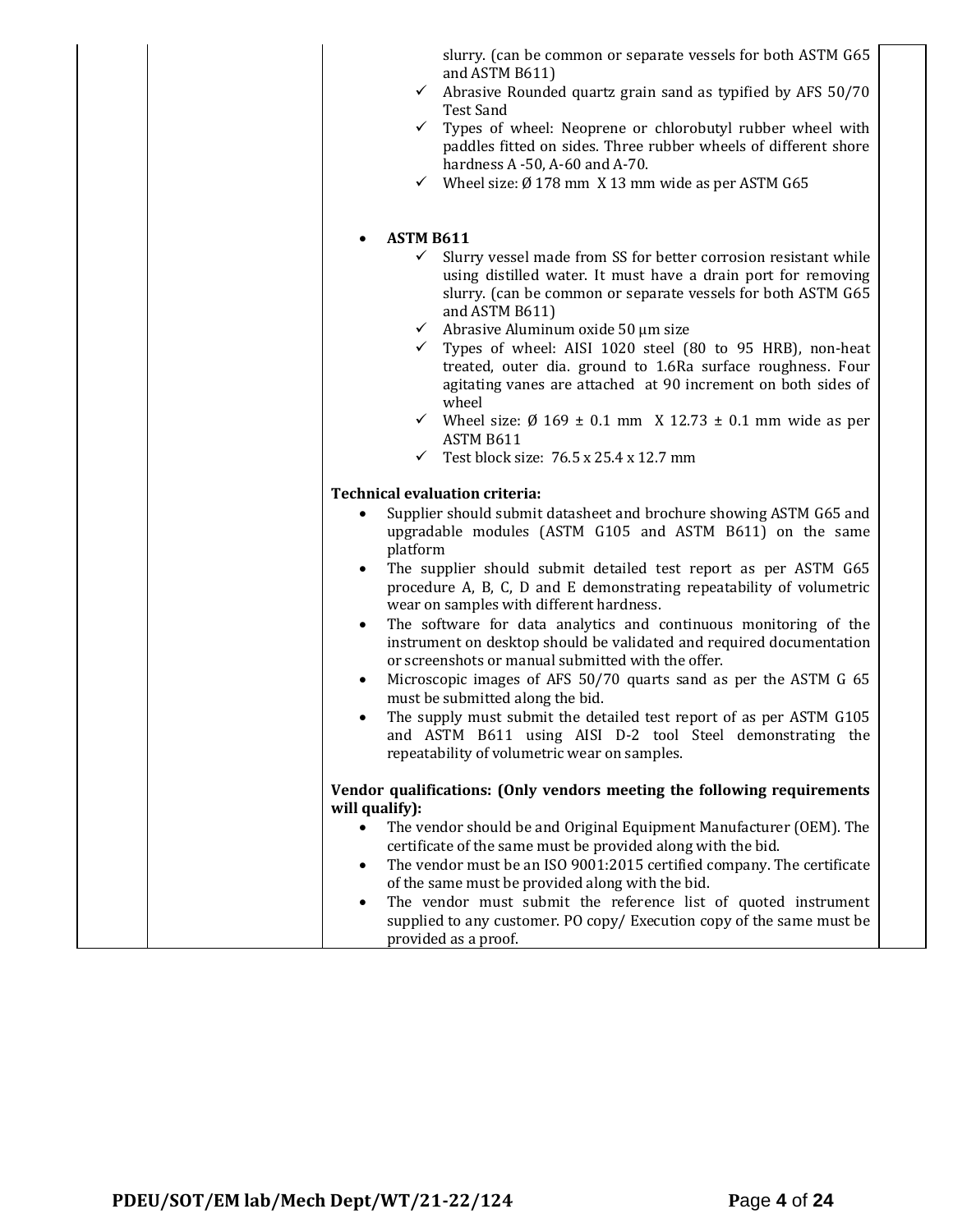slurry. (can be common or separate vessels for both ASTM G65 and ASTM B611)

- ✓ Abrasive Rounded quartz grain sand as typified by AFS 50/70 Test Sand
- ✓ Types of wheel: Neoprene or chlorobutyl rubber wheel with paddles fitted on sides. Three rubber wheels of different shore hardness A -50, A-60 and A-70.
- ✓ Wheel size: Ø 178 mm X 13 mm wide as per ASTM G65

- **ASTM B611**
  - ✓ Slurry vessel made from SS for better corrosion resistant while using distilled water. It must have a drain port for removing slurry. (can be common or separate vessels for both ASTM G65 and ASTM B611)
  - ✓ Abrasive Aluminum oxide 50 μm size
  - ✓ Types of wheel: AISI 1020 steel (80 to 95 HRB), non-heat treated, outer dia. ground to 1.6Ra surface roughness. Four agitating vanes are attached at 90 increment on both sides of wheel
  - ✓ Wheel size: Ø 169 ± 0.1 mm X 12.73 ± 0.1 mm wide as per ASTM B611
  - ✓ Test block size: 76.5 x 25.4 x 12.7 mm

**Technical evaluation criteria:**

- Supplier should submit datasheet and brochure showing ASTM G65 and upgradable modules (ASTM G105 and ASTM B611) on the same platform
- The supplier should submit detailed test report as per ASTM G65 procedure A, B, C, D and E demonstrating repeatability of volumetric wear on samples with different hardness.
- The software for data analytics and continuous monitoring of the instrument on desktop should be validated and required documentation or screenshots or manual submitted with the offer.
- Microscopic images of AFS 50/70 quarts sand as per the ASTM G 65 must be submitted along the bid.
- The supply must submit the detailed test report of as per ASTM G105 and ASTM B611 using AISI D-2 tool Steel demonstrating the repeatability of volumetric wear on samples.

**Vendor qualifications: (Only vendors meeting the following requirements will qualify):**

- The vendor should be and Original Equipment Manufacturer (OEM). The certificate of the same must be provided along with the bid.
- The vendor must be an ISO 9001:2015 certified company. The certificate of the same must be provided along with the bid.
- The vendor must submit the reference list of quoted instrument supplied to any customer. PO copy/ Execution copy of the same must be provided as a proof.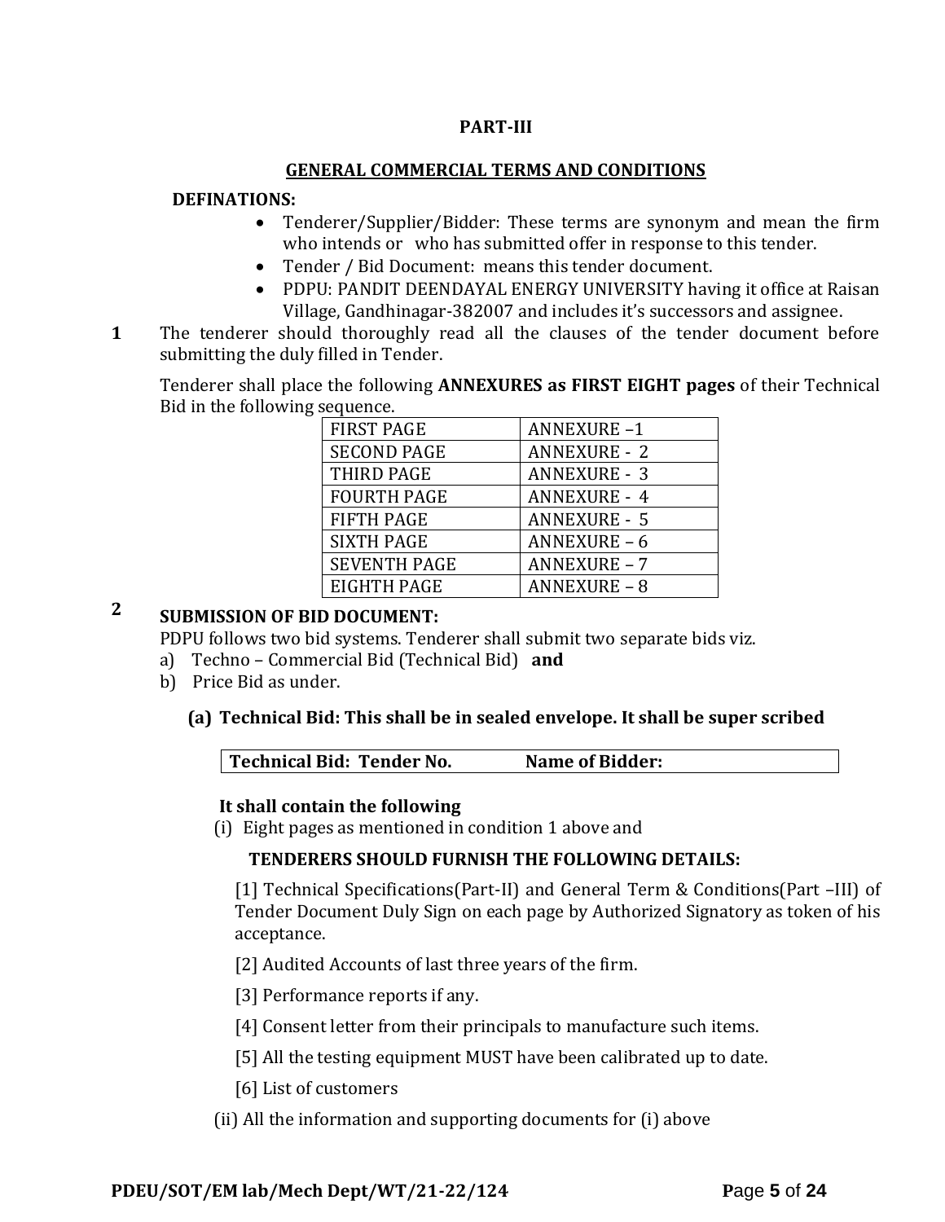**PART-III**

## GENERAL COMMERCIAL TERMS AND CONDITIONS

**DEFINATIONS:**

- Tenderer/Supplier/Bidder: These terms are synonym and mean the firm who intends or who has submitted offer in response to this tender.
- Tender / Bid Document: means this tender document.
- PDPU: PANDIT DEENDAYAL ENERGY UNIVERSITY having it office at Raisan Village, Gandhinagar-382007 and includes it's successors and assignee.

**1** The tenderer should thoroughly read all the clauses of the tender document before submitting the duly filled in Tender.

Tenderer shall place the following **ANNEXURES as FIRST EIGHT pages** of their Technical Bid in the following sequence.

| FIRST PAGE | ANNEXURE –1 |
|---|---|
| SECOND PAGE | ANNEXURE - 2 |
| THIRD PAGE | ANNEXURE - 3 |
| FOURTH PAGE | ANNEXURE - 4 |
| FIFTH PAGE | ANNEXURE - 5 |
| SIXTH PAGE | ANNEXURE – 6 |
| SEVENTH PAGE | ANNEXURE – 7 |
| EIGHTH PAGE | ANNEXURE – 8 |

**2** **SUBMISSION OF BID DOCUMENT:**

PDPU follows two bid systems. Tenderer shall submit two separate bids viz.

a) Techno – Commercial Bid (Technical Bid) **and**

b) Price Bid as under.

**(a) Technical Bid: This shall be in sealed envelope. It shall be super scribed**

| **Technical Bid: Tender No.** | **Name of Bidder:** |
|---|---|

**It shall contain the following**

(i) Eight pages as mentioned in condition 1 above and

**TENDERERS SHOULD FURNISH THE FOLLOWING DETAILS:**

[1] Technical Specifications(Part-II) and General Term & Conditions(Part –III) of Tender Document Duly Sign on each page by Authorized Signatory as token of his acceptance.

[2] Audited Accounts of last three years of the firm.

[3] Performance reports if any.

[4] Consent letter from their principals to manufacture such items.

[5] All the testing equipment MUST have been calibrated up to date.

[6] List of customers

(ii) All the information and supporting documents for (i) above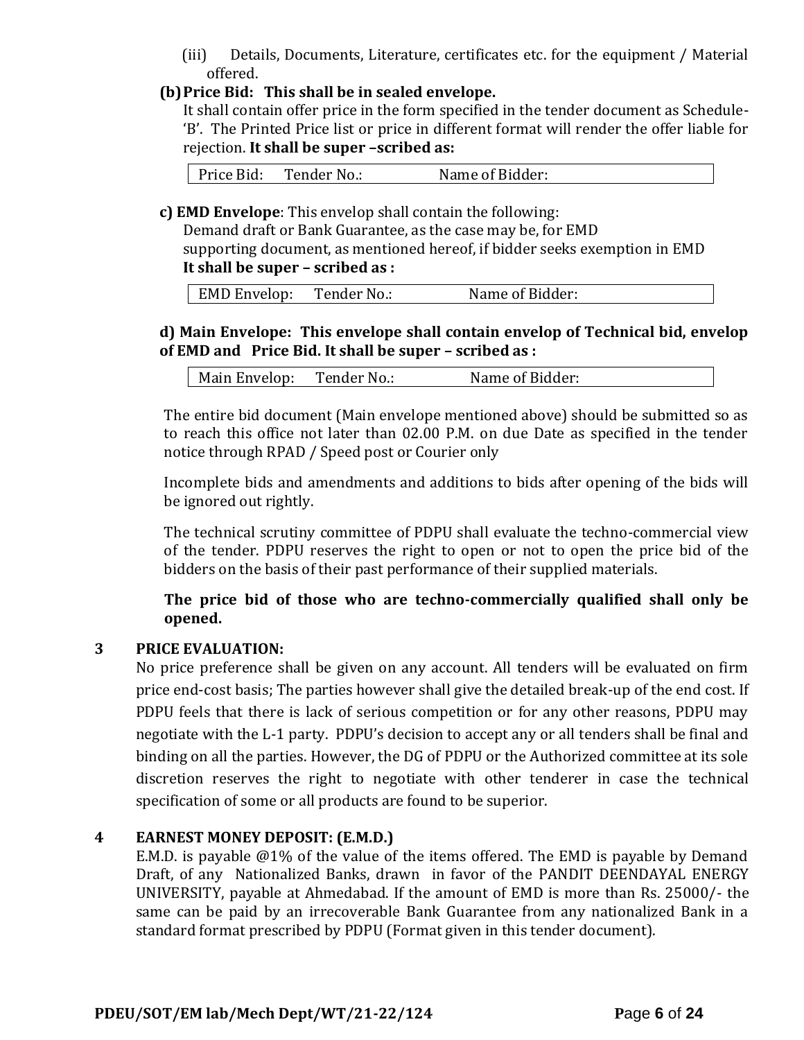(iii) Details, Documents, Literature, certificates etc. for the equipment / Material offered.

**(b) Price Bid: This shall be in sealed envelope.**

It shall contain offer price in the form specified in the tender document as Schedule-'B'. The Printed Price list or price in different format will render the offer liable for rejection. **It shall be super –scribed as:**

| Price Bid: Tender No.: Name of Bidder: |
|---|

**c) EMD Envelope**: This envelop shall contain the following:

Demand draft or Bank Guarantee, as the case may be, for EMD

supporting document, as mentioned hereof, if bidder seeks exemption in EMD

**It shall be super – scribed as :**

| EMD Envelop: Tender No.: Name of Bidder: |
|---|

**d) Main Envelope: This envelope shall contain envelop of Technical bid, envelop of EMD and Price Bid. It shall be super – scribed as :**

| Main Envelop: Tender No.: Name of Bidder: |
|---|

The entire bid document (Main envelope mentioned above) should be submitted so as to reach this office not later than 02.00 P.M. on due Date as specified in the tender notice through RPAD / Speed post or Courier only

Incomplete bids and amendments and additions to bids after opening of the bids will be ignored out rightly.

The technical scrutiny committee of PDPU shall evaluate the techno-commercial view of the tender. PDPU reserves the right to open or not to open the price bid of the bidders on the basis of their past performance of their supplied materials.

**The price bid of those who are techno-commercially qualified shall only be opened.**

## 3 PRICE EVALUATION:

No price preference shall be given on any account. All tenders will be evaluated on firm price end-cost basis; The parties however shall give the detailed break-up of the end cost. If PDPU feels that there is lack of serious competition or for any other reasons, PDPU may negotiate with the L-1 party. PDPU's decision to accept any or all tenders shall be final and binding on all the parties. However, the DG of PDPU or the Authorized committee at its sole discretion reserves the right to negotiate with other tenderer in case the technical specification of some or all products are found to be superior.

## 4 EARNEST MONEY DEPOSIT: (E.M.D.)

E.M.D. is payable @1% of the value of the items offered. The EMD is payable by Demand Draft, of any Nationalized Banks, drawn in favor of the PANDIT DEENDAYAL ENERGY UNIVERSITY, payable at Ahmedabad. If the amount of EMD is more than Rs. 25000/- the same can be paid by an irrecoverable Bank Guarantee from any nationalized Bank in a standard format prescribed by PDPU (Format given in this tender document).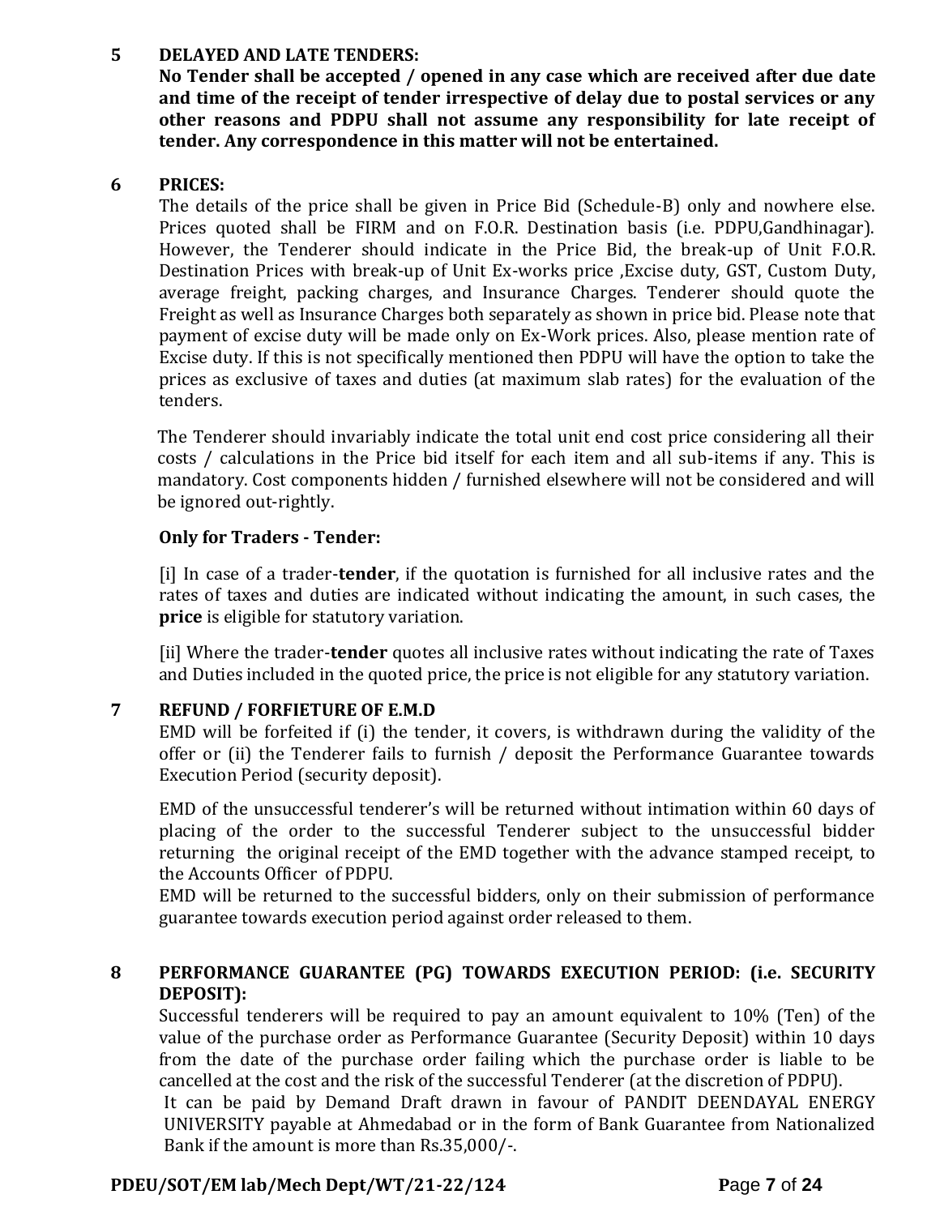## 5 DELAYED AND LATE TENDERS:

**No Tender shall be accepted / opened in any case which are received after due date and time of the receipt of tender irrespective of delay due to postal services or any other reasons and PDPU shall not assume any responsibility for late receipt of tender. Any correspondence in this matter will not be entertained.**

## 6 PRICES:

The details of the price shall be given in Price Bid (Schedule-B) only and nowhere else. Prices quoted shall be FIRM and on F.O.R. Destination basis (i.e. PDPU,Gandhinagar). However, the Tenderer should indicate in the Price Bid, the break-up of Unit F.O.R. Destination Prices with break-up of Unit Ex-works price ,Excise duty, GST, Custom Duty, average freight, packing charges, and Insurance Charges. Tenderer should quote the Freight as well as Insurance Charges both separately as shown in price bid. Please note that payment of excise duty will be made only on Ex-Work prices. Also, please mention rate of Excise duty. If this is not specifically mentioned then PDPU will have the option to take the prices as exclusive of taxes and duties (at maximum slab rates) for the evaluation of the tenders.

The Tenderer should invariably indicate the total unit end cost price considering all their costs / calculations in the Price bid itself for each item and all sub-items if any. This is mandatory. Cost components hidden / furnished elsewhere will not be considered and will be ignored out-rightly.

**Only for Traders - Tender:**

[i] In case of a trader-**tender**, if the quotation is furnished for all inclusive rates and the rates of taxes and duties are indicated without indicating the amount, in such cases, the **price** is eligible for statutory variation.

[ii] Where the trader-**tender** quotes all inclusive rates without indicating the rate of Taxes and Duties included in the quoted price, the price is not eligible for any statutory variation.

## 7 REFUND / FORFIETURE OF E.M.D

EMD will be forfeited if (i) the tender, it covers, is withdrawn during the validity of the offer or (ii) the Tenderer fails to furnish / deposit the Performance Guarantee towards Execution Period (security deposit).

EMD of the unsuccessful tenderer's will be returned without intimation within 60 days of placing of the order to the successful Tenderer subject to the unsuccessful bidder returning the original receipt of the EMD together with the advance stamped receipt, to the Accounts Officer of PDPU.

EMD will be returned to the successful bidders, only on their submission of performance guarantee towards execution period against order released to them.

## 8 PERFORMANCE GUARANTEE (PG) TOWARDS EXECUTION PERIOD: (i.e. SECURITY DEPOSIT):

Successful tenderers will be required to pay an amount equivalent to 10% (Ten) of the value of the purchase order as Performance Guarantee (Security Deposit) within 10 days from the date of the purchase order failing which the purchase order is liable to be cancelled at the cost and the risk of the successful Tenderer (at the discretion of PDPU).

It can be paid by Demand Draft drawn in favour of PANDIT DEENDAYAL ENERGY UNIVERSITY payable at Ahmedabad or in the form of Bank Guarantee from Nationalized Bank if the amount is more than Rs.35,000/-.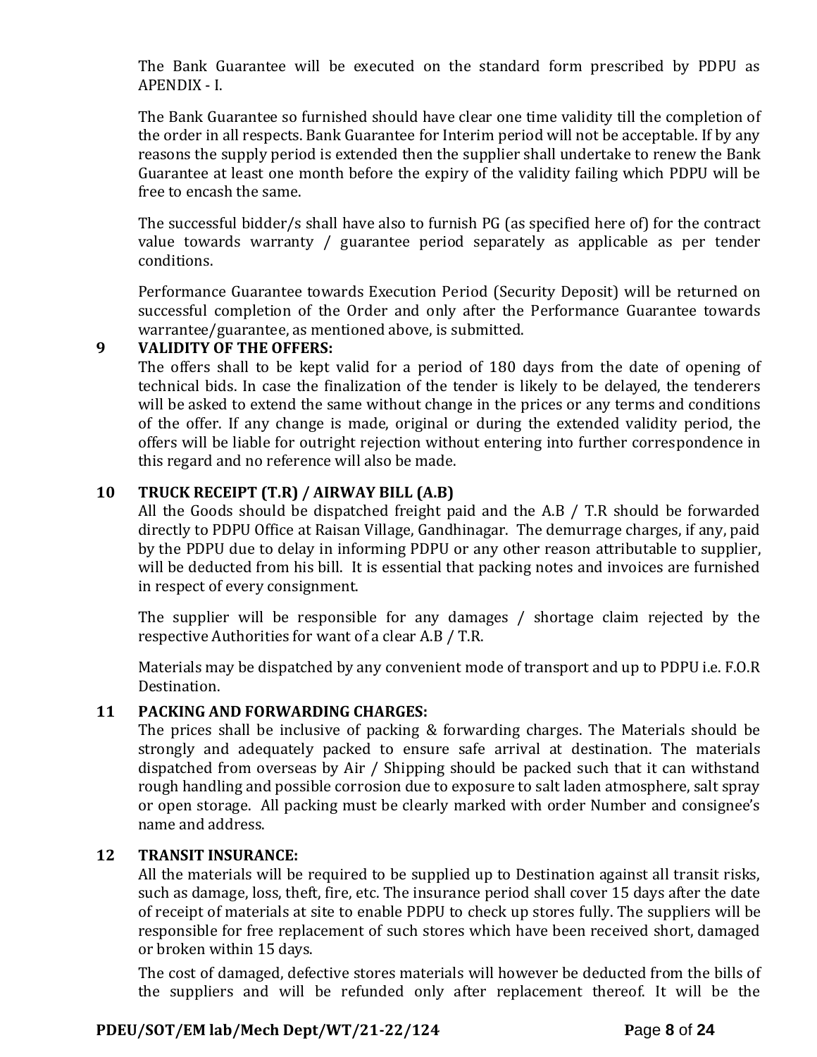The Bank Guarantee will be executed on the standard form prescribed by PDPU as APENDIX - I.

The Bank Guarantee so furnished should have clear one time validity till the completion of the order in all respects. Bank Guarantee for Interim period will not be acceptable. If by any reasons the supply period is extended then the supplier shall undertake to renew the Bank Guarantee at least one month before the expiry of the validity failing which PDPU will be free to encash the same.

The successful bidder/s shall have also to furnish PG (as specified here of) for the contract value towards warranty / guarantee period separately as applicable as per tender conditions.

Performance Guarantee towards Execution Period (Security Deposit) will be returned on successful completion of the Order and only after the Performance Guarantee towards warrantee/guarantee, as mentioned above, is submitted.

**9 VALIDITY OF THE OFFERS:**

The offers shall to be kept valid for a period of 180 days from the date of opening of technical bids. In case the finalization of the tender is likely to be delayed, the tenderers will be asked to extend the same without change in the prices or any terms and conditions of the offer. If any change is made, original or during the extended validity period, the offers will be liable for outright rejection without entering into further correspondence in this regard and no reference will also be made.

**10 TRUCK RECEIPT (T.R) / AIRWAY BILL (A.B)**

All the Goods should be dispatched freight paid and the A.B / T.R should be forwarded directly to PDPU Office at Raisan Village, Gandhinagar. The demurrage charges, if any, paid by the PDPU due to delay in informing PDPU or any other reason attributable to supplier, will be deducted from his bill. It is essential that packing notes and invoices are furnished in respect of every consignment.

The supplier will be responsible for any damages / shortage claim rejected by the respective Authorities for want of a clear A.B / T.R.

Materials may be dispatched by any convenient mode of transport and up to PDPU i.e. F.O.R Destination.

**11 PACKING AND FORWARDING CHARGES:**

The prices shall be inclusive of packing & forwarding charges. The Materials should be strongly and adequately packed to ensure safe arrival at destination. The materials dispatched from overseas by Air / Shipping should be packed such that it can withstand rough handling and possible corrosion due to exposure to salt laden atmosphere, salt spray or open storage. All packing must be clearly marked with order Number and consignee's name and address.

**12 TRANSIT INSURANCE:**

All the materials will be required to be supplied up to Destination against all transit risks, such as damage, loss, theft, fire, etc. The insurance period shall cover 15 days after the date of receipt of materials at site to enable PDPU to check up stores fully. The suppliers will be responsible for free replacement of such stores which have been received short, damaged or broken within 15 days.

The cost of damaged, defective stores materials will however be deducted from the bills of the suppliers and will be refunded only after replacement thereof. It will be the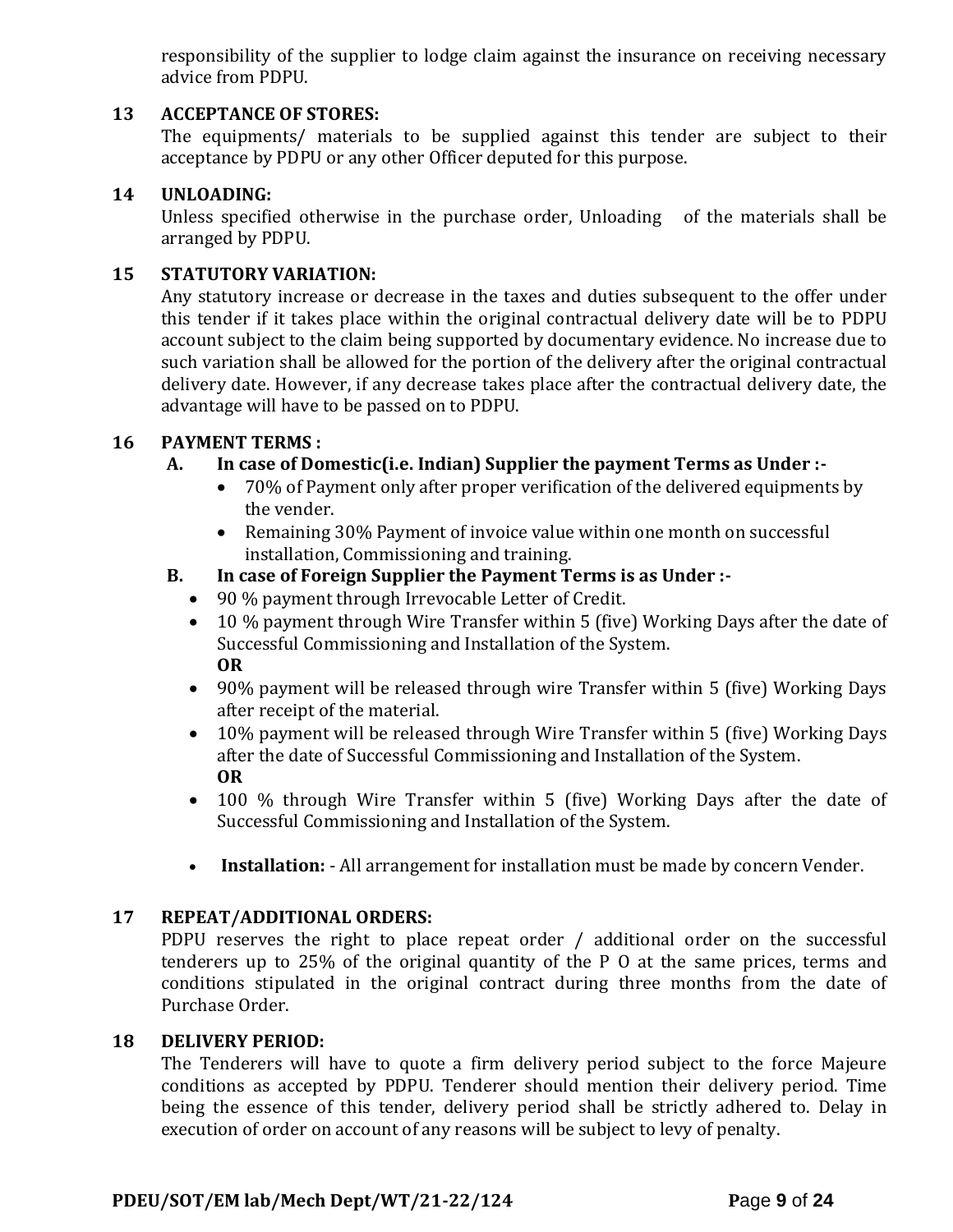responsibility of the supplier to lodge claim against the insurance on receiving necessary advice from PDPU.

### 13 ACCEPTANCE OF STORES:

The equipments/ materials to be supplied against this tender are subject to their acceptance by PDPU or any other Officer deputed for this purpose.

### 14 UNLOADING:

Unless specified otherwise in the purchase order, Unloading of the materials shall be arranged by PDPU.

### 15 STATUTORY VARIATION:

Any statutory increase or decrease in the taxes and duties subsequent to the offer under this tender if it takes place within the original contractual delivery date will be to PDPU account subject to the claim being supported by documentary evidence. No increase due to such variation shall be allowed for the portion of the delivery after the original contractual delivery date. However, if any decrease takes place after the contractual delivery date, the advantage will have to be passed on to PDPU.

### 16 PAYMENT TERMS :

**A. In case of Domestic(i.e. Indian) Supplier the payment Terms as Under :-**

- 70% of Payment only after proper verification of the delivered equipments by the vender.
- Remaining 30% Payment of invoice value within one month on successful installation, Commissioning and training.

**B. In case of Foreign Supplier the Payment Terms is as Under :-**

- 90 % payment through Irrevocable Letter of Credit.
- 10 % payment through Wire Transfer within 5 (five) Working Days after the date of Successful Commissioning and Installation of the System.
  **OR**
- 90% payment will be released through wire Transfer within 5 (five) Working Days after receipt of the material.
- 10% payment will be released through Wire Transfer within 5 (five) Working Days after the date of Successful Commissioning and Installation of the System.
  **OR**
- 100 % through Wire Transfer within 5 (five) Working Days after the date of Successful Commissioning and Installation of the System.
- **Installation:** - All arrangement for installation must be made by concern Vender.

### 17 REPEAT/ADDITIONAL ORDERS:

PDPU reserves the right to place repeat order / additional order on the successful tenderers up to 25% of the original quantity of the P O at the same prices, terms and conditions stipulated in the original contract during three months from the date of Purchase Order.

### 18 DELIVERY PERIOD:

The Tenderers will have to quote a firm delivery period subject to the force Majeure conditions as accepted by PDPU. Tenderer should mention their delivery period. Time being the essence of this tender, delivery period shall be strictly adhered to. Delay in execution of order on account of any reasons will be subject to levy of penalty.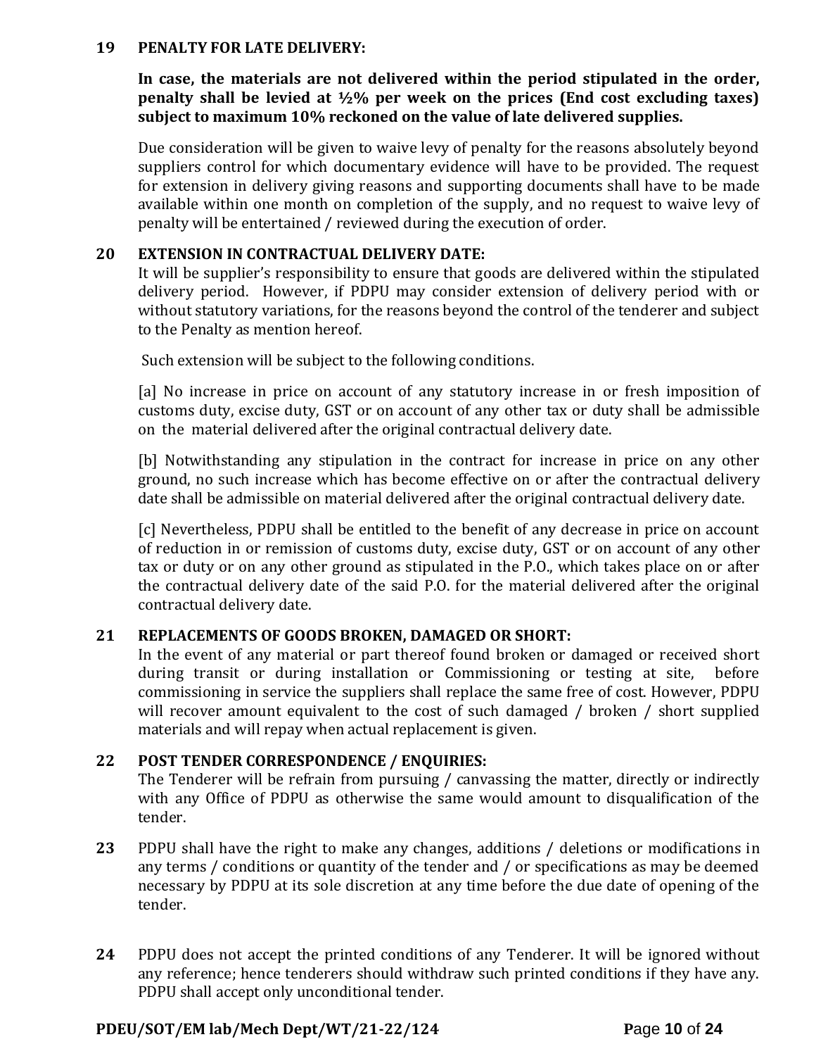**19 PENALTY FOR LATE DELIVERY:**

**In case, the materials are not delivered within the period stipulated in the order, penalty shall be levied at ½% per week on the prices (End cost excluding taxes) subject to maximum 10% reckoned on the value of late delivered supplies.**

Due consideration will be given to waive levy of penalty for the reasons absolutely beyond suppliers control for which documentary evidence will have to be provided. The request for extension in delivery giving reasons and supporting documents shall have to be made available within one month on completion of the supply, and no request to waive levy of penalty will be entertained / reviewed during the execution of order.

**20 EXTENSION IN CONTRACTUAL DELIVERY DATE:**

It will be supplier's responsibility to ensure that goods are delivered within the stipulated delivery period. However, if PDPU may consider extension of delivery period with or without statutory variations, for the reasons beyond the control of the tenderer and subject to the Penalty as mention hereof.

Such extension will be subject to the following conditions.

[a] No increase in price on account of any statutory increase in or fresh imposition of customs duty, excise duty, GST or on account of any other tax or duty shall be admissible on the material delivered after the original contractual delivery date.

[b] Notwithstanding any stipulation in the contract for increase in price on any other ground, no such increase which has become effective on or after the contractual delivery date shall be admissible on material delivered after the original contractual delivery date.

[c] Nevertheless, PDPU shall be entitled to the benefit of any decrease in price on account of reduction in or remission of customs duty, excise duty, GST or on account of any other tax or duty or on any other ground as stipulated in the P.O., which takes place on or after the contractual delivery date of the said P.O. for the material delivered after the original contractual delivery date.

**21 REPLACEMENTS OF GOODS BROKEN, DAMAGED OR SHORT:**

In the event of any material or part thereof found broken or damaged or received short during transit or during installation or Commissioning or testing at site, before commissioning in service the suppliers shall replace the same free of cost. However, PDPU will recover amount equivalent to the cost of such damaged / broken / short supplied materials and will repay when actual replacement is given.

**22 POST TENDER CORRESPONDENCE / ENQUIRIES:**

The Tenderer will be refrain from pursuing / canvassing the matter, directly or indirectly with any Office of PDPU as otherwise the same would amount to disqualification of the tender.

**23** PDPU shall have the right to make any changes, additions / deletions or modifications in any terms / conditions or quantity of the tender and / or specifications as may be deemed necessary by PDPU at its sole discretion at any time before the due date of opening of the tender.

**24** PDPU does not accept the printed conditions of any Tenderer. It will be ignored without any reference; hence tenderers should withdraw such printed conditions if they have any. PDPU shall accept only unconditional tender.

**PDEU/SOT/EM lab/Mech Dept/WT/21-22/124**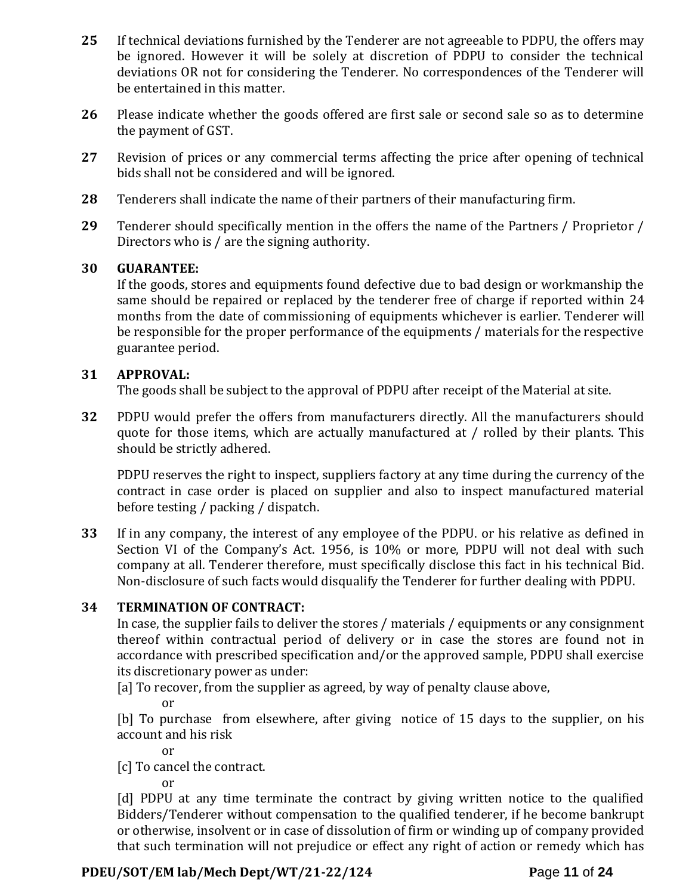**25** If technical deviations furnished by the Tenderer are not agreeable to PDPU, the offers may be ignored. However it will be solely at discretion of PDPU to consider the technical deviations OR not for considering the Tenderer. No correspondences of the Tenderer will be entertained in this matter.

**26** Please indicate whether the goods offered are first sale or second sale so as to determine the payment of GST.

**27** Revision of prices or any commercial terms affecting the price after opening of technical bids shall not be considered and will be ignored.

**28** Tenderers shall indicate the name of their partners of their manufacturing firm.

**29** Tenderer should specifically mention in the offers the name of the Partners / Proprietor / Directors who is / are the signing authority.

**30 GUARANTEE:**

If the goods, stores and equipments found defective due to bad design or workmanship the same should be repaired or replaced by the tenderer free of charge if reported within 24 months from the date of commissioning of equipments whichever is earlier. Tenderer will be responsible for the proper performance of the equipments / materials for the respective guarantee period.

**31 APPROVAL:**

The goods shall be subject to the approval of PDPU after receipt of the Material at site.

**32** PDPU would prefer the offers from manufacturers directly. All the manufacturers should quote for those items, which are actually manufactured at / rolled by their plants. This should be strictly adhered.

PDPU reserves the right to inspect, suppliers factory at any time during the currency of the contract in case order is placed on supplier and also to inspect manufactured material before testing / packing / dispatch.

**33** If in any company, the interest of any employee of the PDPU. or his relative as defined in Section VI of the Company's Act. 1956, is 10% or more, PDPU will not deal with such company at all. Tenderer therefore, must specifically disclose this fact in his technical Bid. Non-disclosure of such facts would disqualify the Tenderer for further dealing with PDPU.

**34 TERMINATION OF CONTRACT:**

In case, the supplier fails to deliver the stores / materials / equipments or any consignment thereof within contractual period of delivery or in case the stores are found not in accordance with prescribed specification and/or the approved sample, PDPU shall exercise its discretionary power as under:

[a] To recover, from the supplier as agreed, by way of penalty clause above,

or

[b] To purchase from elsewhere, after giving notice of 15 days to the supplier, on his account and his risk

or

[c] To cancel the contract.

or

[d] PDPU at any time terminate the contract by giving written notice to the qualified Bidders/Tenderer without compensation to the qualified tenderer, if he become bankrupt or otherwise, insolvent or in case of dissolution of firm or winding up of company provided that such termination will not prejudice or effect any right of action or remedy which has

PDEU/SOT/EM lab/Mech Dept/WT/21-22/124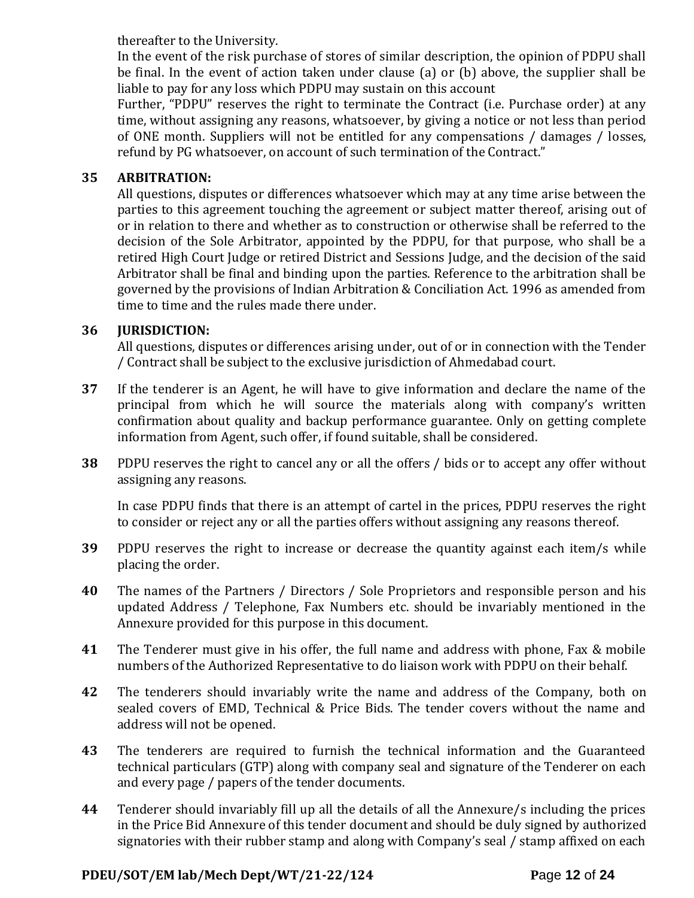thereafter to the University.

In the event of the risk purchase of stores of similar description, the opinion of PDPU shall be final. In the event of action taken under clause (a) or (b) above, the supplier shall be liable to pay for any loss which PDPU may sustain on this account

Further, "PDPU" reserves the right to terminate the Contract (i.e. Purchase order) at any time, without assigning any reasons, whatsoever, by giving a notice or not less than period of ONE month. Suppliers will not be entitled for any compensations / damages / losses, refund by PG whatsoever, on account of such termination of the Contract."

**35 ARBITRATION:**

All questions, disputes or differences whatsoever which may at any time arise between the parties to this agreement touching the agreement or subject matter thereof, arising out of or in relation to there and whether as to construction or otherwise shall be referred to the decision of the Sole Arbitrator, appointed by the PDPU, for that purpose, who shall be a retired High Court Judge or retired District and Sessions Judge, and the decision of the said Arbitrator shall be final and binding upon the parties. Reference to the arbitration shall be governed by the provisions of Indian Arbitration & Conciliation Act. 1996 as amended from time to time and the rules made there under.

**36 JURISDICTION:**

All questions, disputes or differences arising under, out of or in connection with the Tender / Contract shall be subject to the exclusive jurisdiction of Ahmedabad court.

**37** If the tenderer is an Agent, he will have to give information and declare the name of the principal from which he will source the materials along with company's written confirmation about quality and backup performance guarantee. Only on getting complete information from Agent, such offer, if found suitable, shall be considered.

**38** PDPU reserves the right to cancel any or all the offers / bids or to accept any offer without assigning any reasons.

In case PDPU finds that there is an attempt of cartel in the prices, PDPU reserves the right to consider or reject any or all the parties offers without assigning any reasons thereof.

**39** PDPU reserves the right to increase or decrease the quantity against each item/s while placing the order.

**40** The names of the Partners / Directors / Sole Proprietors and responsible person and his updated Address / Telephone, Fax Numbers etc. should be invariably mentioned in the Annexure provided for this purpose in this document.

**41** The Tenderer must give in his offer, the full name and address with phone, Fax & mobile numbers of the Authorized Representative to do liaison work with PDPU on their behalf.

**42** The tenderers should invariably write the name and address of the Company, both on sealed covers of EMD, Technical & Price Bids. The tender covers without the name and address will not be opened.

**43** The tenderers are required to furnish the technical information and the Guaranteed technical particulars (GTP) along with company seal and signature of the Tenderer on each and every page / papers of the tender documents.

**44** Tenderer should invariably fill up all the details of all the Annexure/s including the prices in the Price Bid Annexure of this tender document and should be duly signed by authorized signatories with their rubber stamp and along with Company's seal / stamp affixed on each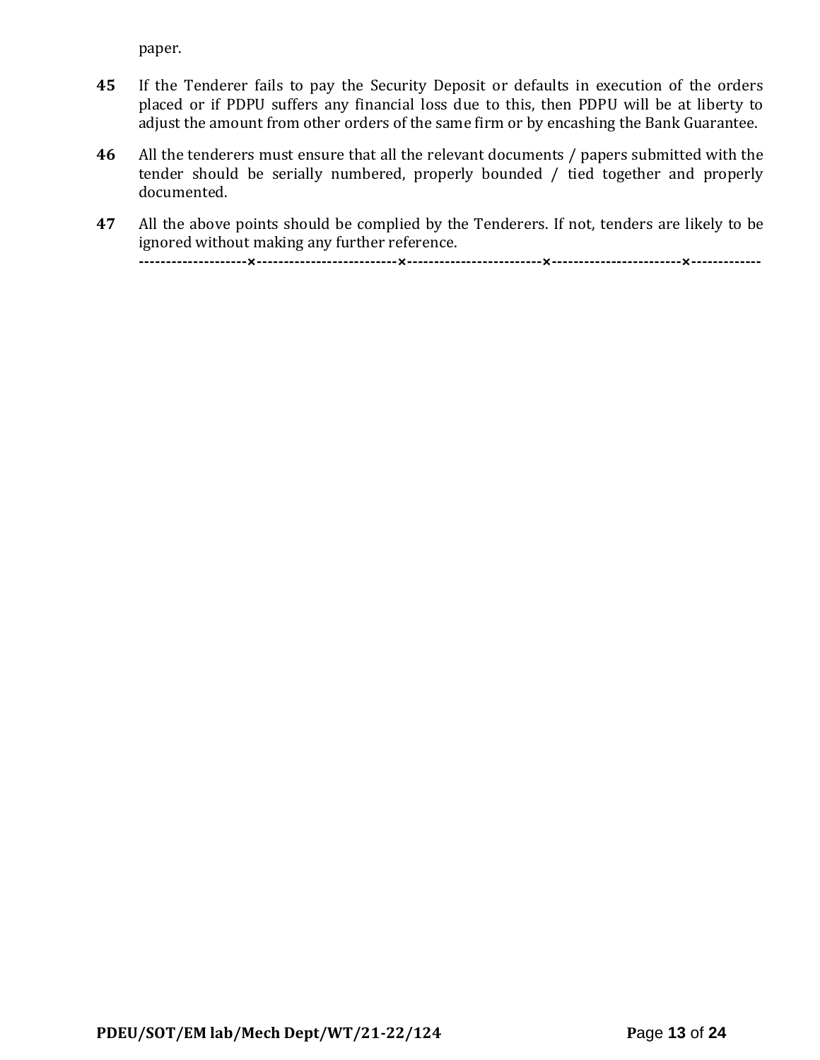paper.

**45** If the Tenderer fails to pay the Security Deposit or defaults in execution of the orders placed or if PDPU suffers any financial loss due to this, then PDPU will be at liberty to adjust the amount from other orders of the same firm or by encashing the Bank Guarantee.

**46** All the tenderers must ensure that all the relevant documents / papers submitted with the tender should be serially numbered, properly bounded / tied together and properly documented.

**47** All the above points should be complied by the Tenderers. If not, tenders are likely to be ignored without making any further reference.

**--------------------×--------------------------×-------------------------×------------------------×-------------**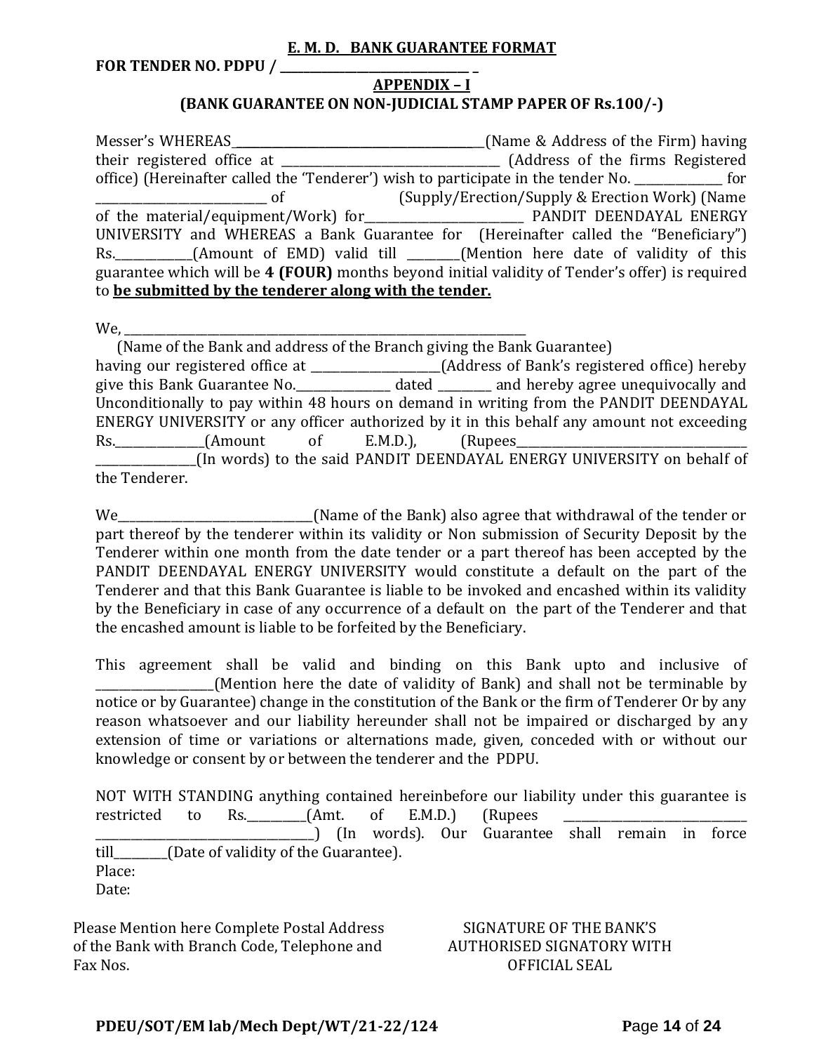**E. M. D. BANK GUARANTEE FORMAT**

**FOR TENDER NO. PDPU / _______________________________ _**

**APPENDIX – I**

**(BANK GUARANTEE ON NON-JUDICIAL STAMP PAPER OF Rs.100/-)**

Messer's WHEREAS____________________________________________(Name & Address of the Firm) having their registered office at _____________________________________ (Address of the firms Registered office) (Hereinafter called the 'Tenderer') wish to participate in the tender No. _______________ for _____________________________ of (Supply/Erection/Supply & Erection Work) (Name of the material/equipment/Work) for___________________________ PANDIT DEENDAYAL ENERGY UNIVERSITY and WHEREAS a Bank Guarantee for (Hereinafter called the "Beneficiary") Rs._____________(Amount of EMD) valid till _________(Mention here date of validity of this guarantee which will be **4 (FOUR)** months beyond initial validity of Tender's offer) is required to **be submitted by the tenderer along with the tender.**

We, ________________________________________________________________________

(Name of the Bank and address of the Branch giving the Bank Guarantee)

having our registered office at ______________________(Address of Bank's registered office) hereby give this Bank Guarantee No.________________ dated _________ and hereby agree unequivocally and Unconditionally to pay within 48 hours on demand in writing from the PANDIT DEENDAYAL ENERGY UNIVERSITY or any officer authorized by it in this behalf any amount not exceeding Rs._______________(Amount of E.M.D.), (Rupees_________________________________________ _________________(In words) to the said PANDIT DEENDAYAL ENERGY UNIVERSITY on behalf of the Tenderer.

We_________________________________(Name of the Bank) also agree that withdrawal of the tender or part thereof by the tenderer within its validity or Non submission of Security Deposit by the Tenderer within one month from the date tender or a part thereof has been accepted by the PANDIT DEENDAYAL ENERGY UNIVERSITY would constitute a default on the part of the Tenderer and that this Bank Guarantee is liable to be invoked and encashed within its validity by the Beneficiary in case of any occurrence of a default on the part of the Tenderer and that the encashed amount is liable to be forfeited by the Beneficiary.

This agreement shall be valid and binding on this Bank upto and inclusive of ___________________(Mention here the date of validity of Bank) and shall not be terminable by notice or by Guarantee) change in the constitution of the Bank or the firm of Tenderer Or by any reason whatsoever and our liability hereunder shall not be impaired or discharged by any extension of time or variations or alternations made, given, conceded with or without our knowledge or consent by or between the tenderer and the PDPU.

NOT WITH STANDING anything contained hereinbefore our liability under this guarantee is restricted to Rs.__________(Amt. of E.M.D.) (Rupees _______________________________ ______________________________________) (In words). Our Guarantee shall remain in force till_________(Date of validity of the Guarantee).

Place:

Date:

Please Mention here Complete Postal Address of the Bank with Branch Code, Telephone and Fax Nos.

SIGNATURE OF THE BANK'S AUTHORISED SIGNATORY WITH OFFICIAL SEAL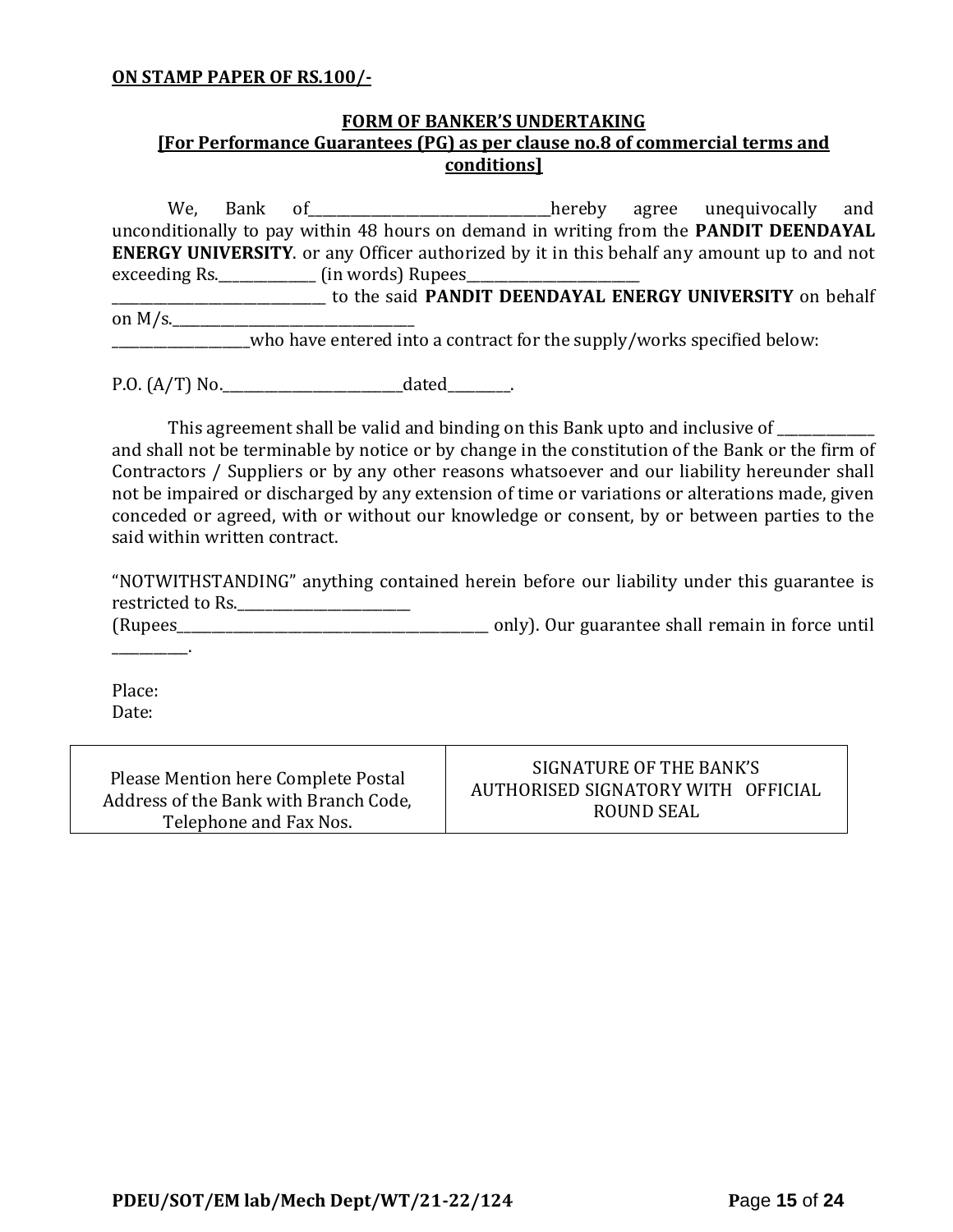**ON STAMP PAPER OF RS.100/-**

**FORM OF BANKER'S UNDERTAKING**
**[For Performance Guarantees (PG) as per clause no.8 of commercial terms and conditions]**

We, Bank of___________________________________hereby agree unequivocally and unconditionally to pay within 48 hours on demand in writing from the **PANDIT DEENDAYAL ENERGY UNIVERSITY**. or any Officer authorized by it in this behalf any amount up to and not exceeding Rs.______________ (in words) Rupees_________________________ _______________________________ to the said **PANDIT DEENDAYAL ENERGY UNIVERSITY** on behalf on M/s.____________________________________ ____________________who have entered into a contract for the supply/works specified below:

P.O. (A/T) No.___________________________dated_________.

This agreement shall be valid and binding on this Bank upto and inclusive of ______________ and shall not be terminable by notice or by change in the constitution of the Bank or the firm of Contractors / Suppliers or by any other reasons whatsoever and our liability hereunder shall not be impaired or discharged by any extension of time or variations or alterations made, given conceded or agreed, with or without our knowledge or consent, by or between parties to the said within written contract.

"NOTWITHSTANDING" anything contained herein before our liability under this guarantee is restricted to Rs.__________________________ (Rupees_______________________________________________ only). Our guarantee shall remain in force until ___________.

Place:
Date:

| Please Mention here Complete Postal Address of the Bank with Branch Code, Telephone and Fax Nos. | SIGNATURE OF THE BANK'S AUTHORISED SIGNATORY WITH OFFICIAL ROUND SEAL |
|---|---|

PDEU/SOT/EM lab/Mech Dept/WT/21-22/124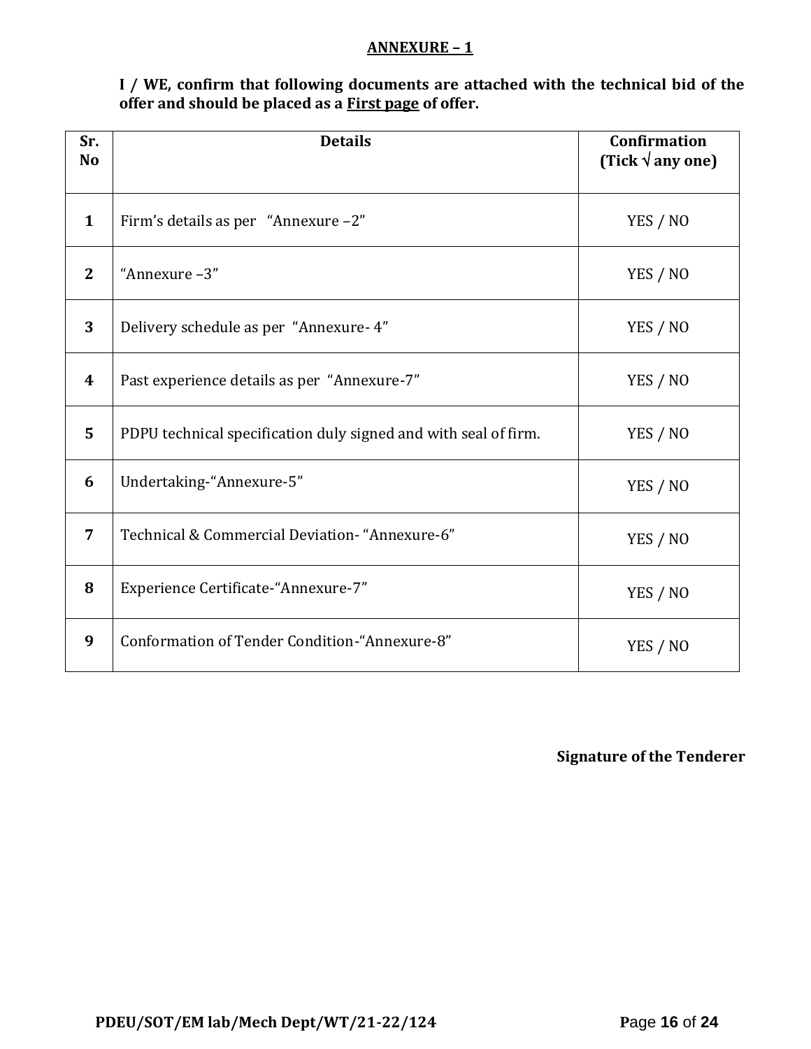## ANNEXURE – 1

**I / WE, confirm that following documents are attached with the technical bid of the offer and should be placed as a First page of offer.**

| Sr. No | Details | Confirmation (Tick √ any one) |
|---|---|---|
| 1 | Firm's details as per "Annexure –2" | YES / NO |
| 2 | "Annexure –3" | YES / NO |
| 3 | Delivery schedule as per "Annexure- 4" | YES / NO |
| 4 | Past experience details as per "Annexure-7" | YES / NO |
| 5 | PDPU technical specification duly signed and with seal of firm. | YES / NO |
| 6 | Undertaking-"Annexure-5" | YES / NO |
| 7 | Technical & Commercial Deviation- "Annexure-6" | YES / NO |
| 8 | Experience Certificate-"Annexure-7" | YES / NO |
| 9 | Conformation of Tender Condition-"Annexure-8" | YES / NO |

**Signature of the Tenderer**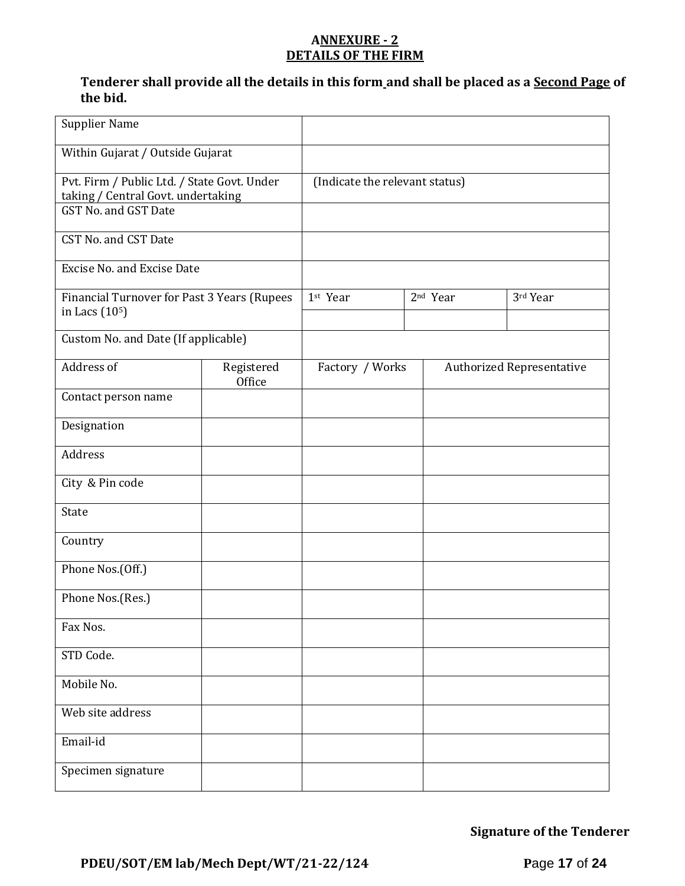## ANNEXURE - 2
## DETAILS OF THE FIRM

**Tenderer shall provide all the details in this form and shall be placed as a Second Page of the bid.**

| Supplier Name | | | |
|---|---|---|---|
| Within Gujarat / Outside Gujarat | | | |
| Pvt. Firm / Public Ltd. / State Govt. Under taking / Central Govt. undertaking | (Indicate the relevant status) | | |
| GST No. and GST Date | | | |
| CST No. and CST Date | | | |
| Excise No. and Excise Date | | | |
| Financial Turnover for Past 3 Years (Rupees in Lacs ($10^5$) | 1st Year | 2nd Year | 3rd Year |
| | | | |
| Custom No. and Date (If applicable) | | | |

| Address of | Registered Office | Factory / Works | Authorized Representative |
|---|---|---|---|
| Contact person name | | | |
| Designation | | | |
| Address | | | |
| City & Pin code | | | |
| State | | | |
| Country | | | |
| Phone Nos.(Off.) | | | |
| Phone Nos.(Res.) | | | |
| Fax Nos. | | | |
| STD Code. | | | |
| Mobile No. | | | |
| Web site address | | | |
| Email-id | | | |
| Specimen signature | | | |

**Signature of the Tenderer**

**PDEU/SOT/EM lab/Mech Dept/WT/21-22/124**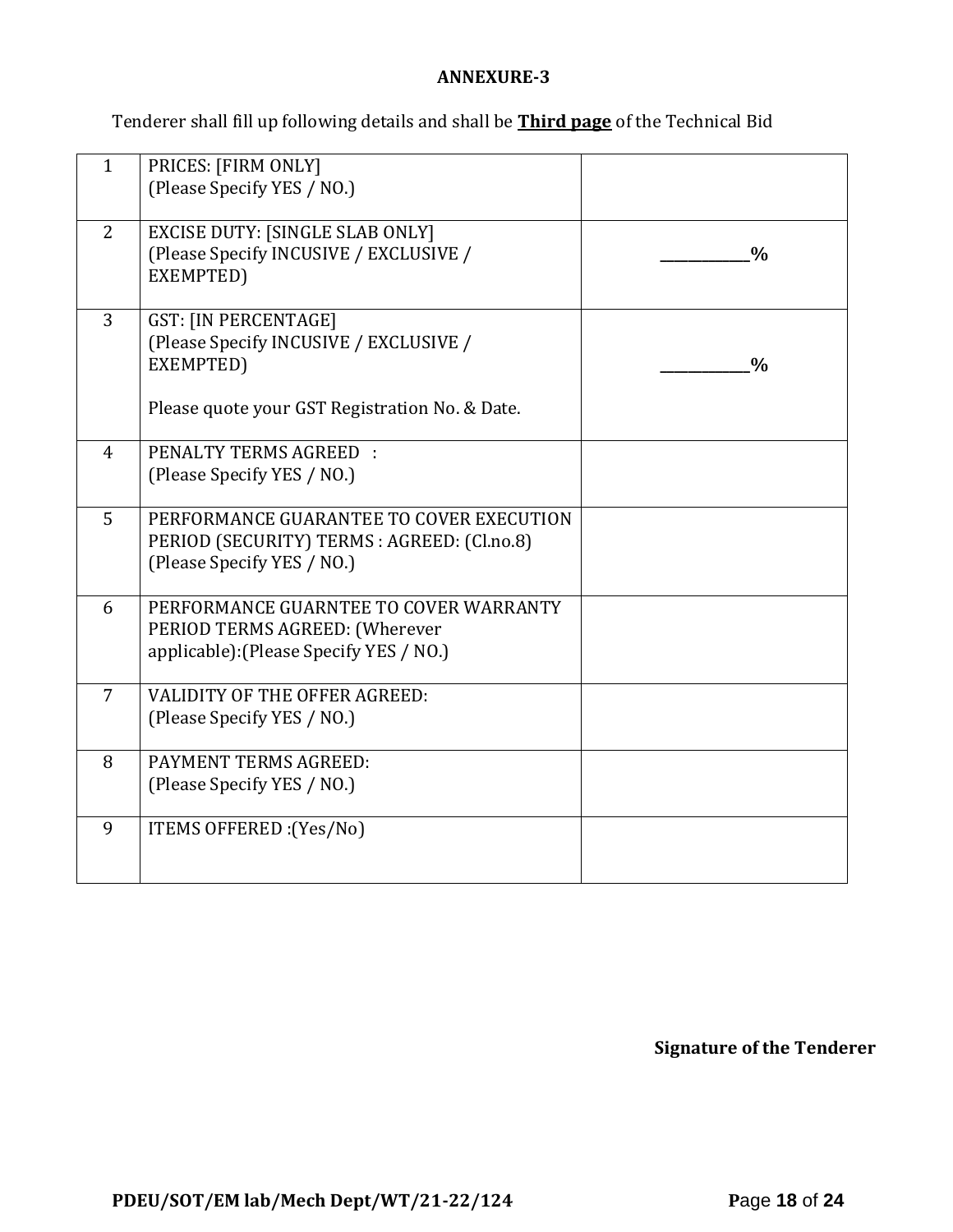**ANNEXURE-3**

Tenderer shall fill up following details and shall be **Third page** of the Technical Bid

| | | |
|---|---|---|
| 1 | PRICES: [FIRM ONLY]<br>(Please Specify YES / NO.) | |
| 2 | EXCISE DUTY: [SINGLE SLAB ONLY]<br>(Please Specify INCUSIVE / EXCLUSIVE / EXEMPTED) | **__________%** |
| 3 | GST: [IN PERCENTAGE]<br>(Please Specify INCUSIVE / EXCLUSIVE / EXEMPTED)<br><br>Please quote your GST Registration No. & Date. | **__________%** |
| 4 | PENALTY TERMS AGREED :<br>(Please Specify YES / NO.) | |
| 5 | PERFORMANCE GUARANTEE TO COVER EXECUTION PERIOD (SECURITY) TERMS : AGREED: (Cl.no.8)<br>(Please Specify YES / NO.) | |
| 6 | PERFORMANCE GUARNTEE TO COVER WARRANTY PERIOD TERMS AGREED: (Wherever applicable):(Please Specify YES / NO.) | |
| 7 | VALIDITY OF THE OFFER AGREED:<br>(Please Specify YES / NO.) | |
| 8 | PAYMENT TERMS AGREED:<br>(Please Specify YES / NO.) | |
| 9 | ITEMS OFFERED :(Yes/No) | |

**Signature of the Tenderer**

**PDEU/SOT/EM lab/Mech Dept/WT/21-22/124**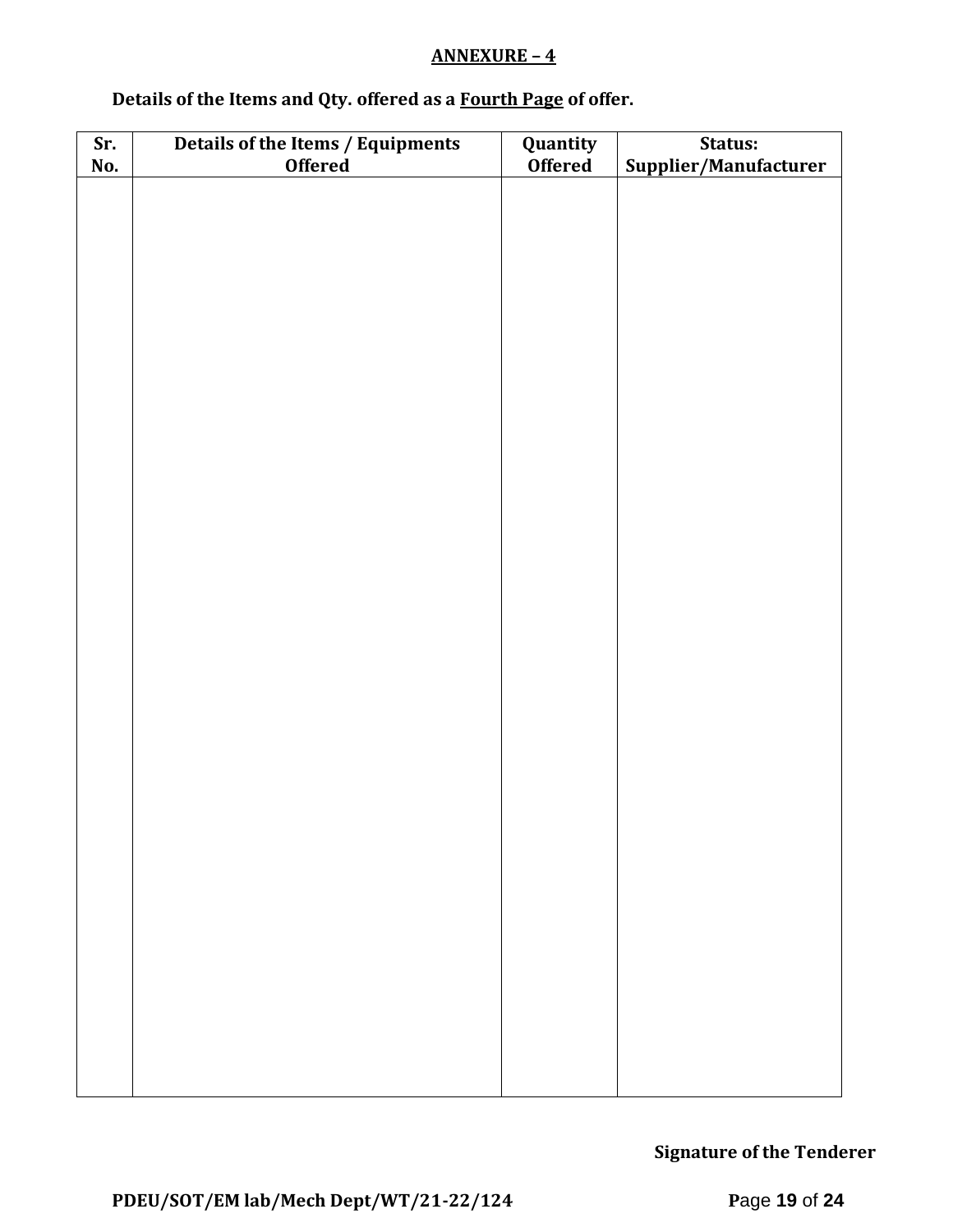## ANNEXURE – 4

**Details of the Items and Qty. offered as a Fourth Page of offer.**

| Sr. No. | Details of the Items / Equipments Offered | Quantity Offered | Status: Supplier/Manufacturer |
|---|---|---|---|
| | | | |

**Signature of the Tenderer**

**PDEU/SOT/EM lab/Mech Dept/WT/21-22/124**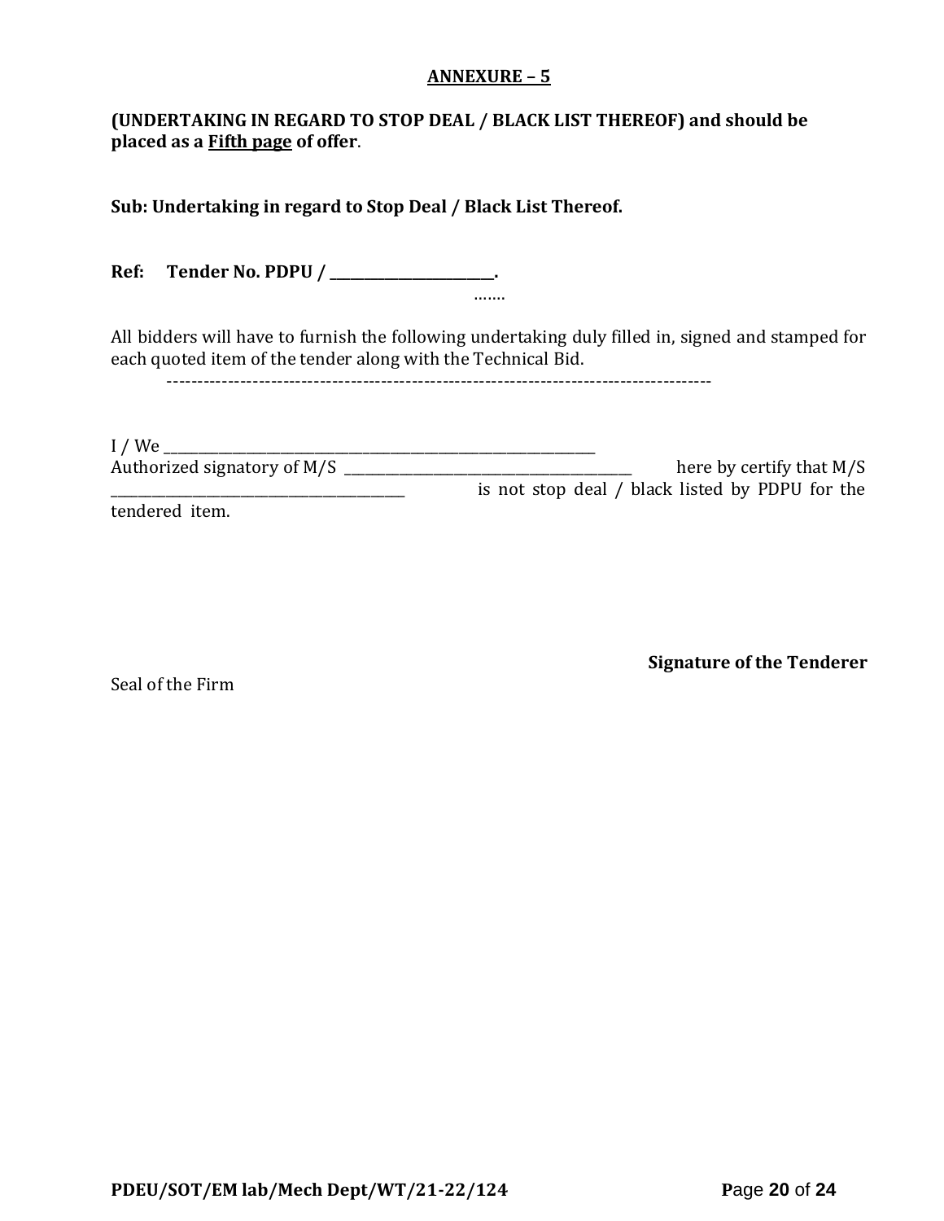## ANNEXURE – 5

**(UNDERTAKING IN REGARD TO STOP DEAL / BLACK LIST THEREOF) and should be placed as a <u>Fifth page</u> of offer**.

**Sub: Undertaking in regard to Stop Deal / Black List Thereof.**

**Ref: Tender No. PDPU / \_\_\_\_\_\_\_\_\_\_\_\_\_\_\_\_\_\_\_\_\_\_\_\_\_.**

…….

All bidders will have to furnish the following undertaking duly filled in, signed and stamped for each quoted item of the tender along with the Technical Bid.

------------------------------------------------------------------------------------------

I / We \_\_\_\_\_\_\_\_\_\_\_\_\_\_\_\_\_\_\_\_\_\_\_\_\_\_\_\_\_\_\_\_\_\_\_\_\_\_\_\_\_\_\_\_\_\_\_\_\_\_\_\_\_\_\_\_\_\_\_\_\_\_\_\_\_\_
Authorized signatory of M/S \_\_\_\_\_\_\_\_\_\_\_\_\_\_\_\_\_\_\_\_\_\_\_\_\_\_\_\_\_\_\_\_\_\_\_\_\_\_\_\_\_\_\_ here by certify that M/S \_\_\_\_\_\_\_\_\_\_\_\_\_\_\_\_\_\_\_\_\_\_\_\_\_\_\_\_\_\_\_\_\_\_\_\_\_\_\_\_\_\_\_\_ is not stop deal / black listed by PDPU for the tendered item.

**Signature of the Tenderer**

Seal of the Firm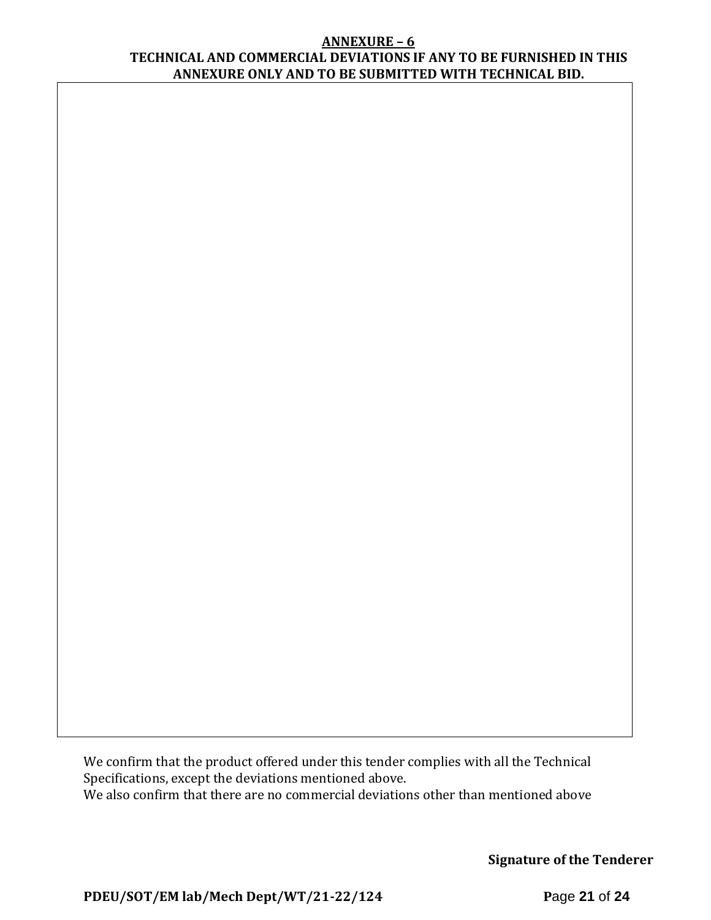## ANNEXURE – 6

### TECHNICAL AND COMMERCIAL DEVIATIONS IF ANY TO BE FURNISHED IN THIS ANNEXURE ONLY AND TO BE SUBMITTED WITH TECHNICAL BID.

We confirm that the product offered under this tender complies with all the Technical Specifications, except the deviations mentioned above.

We also confirm that there are no commercial deviations other than mentioned above

**Signature of the Tenderer**

**PDEU/SOT/EM lab/Mech Dept/WT/21-22/124**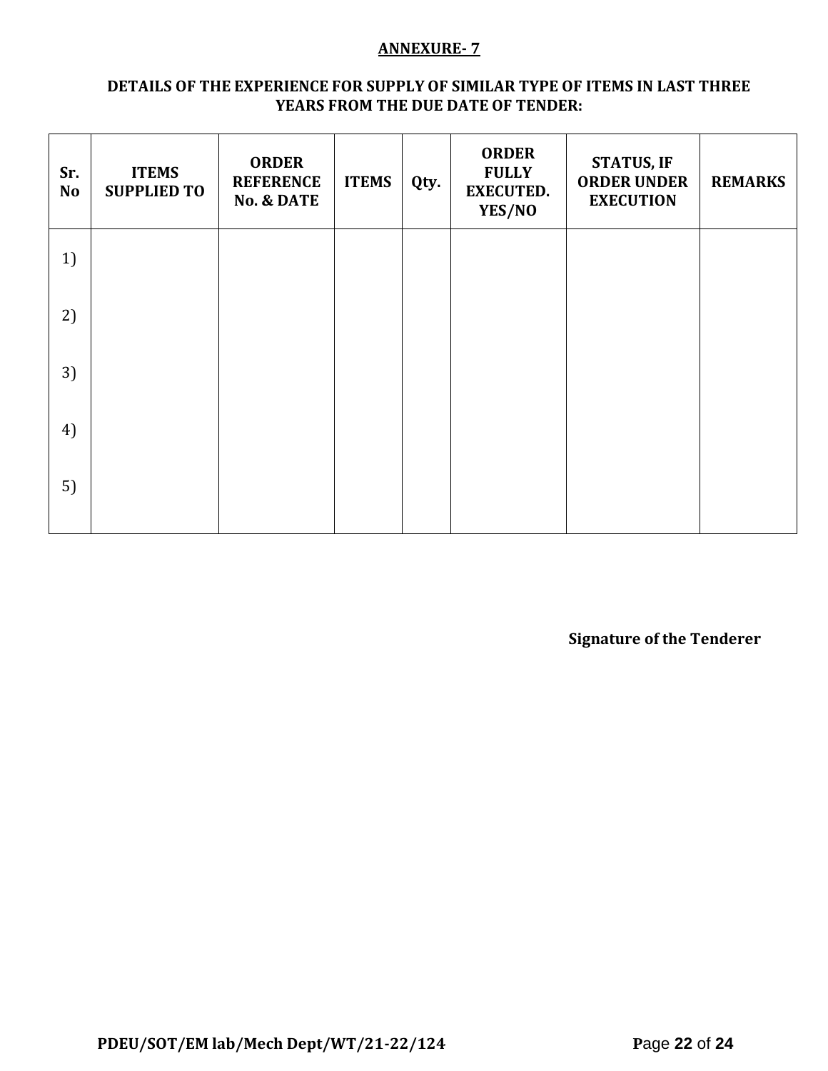**ANNEXURE- 7**

**DETAILS OF THE EXPERIENCE FOR SUPPLY OF SIMILAR TYPE OF ITEMS IN LAST THREE YEARS FROM THE DUE DATE OF TENDER:**

| Sr. No | ITEMS SUPPLIED TO | ORDER REFERENCE No. & DATE | ITEMS | Qty. | ORDER FULLY EXECUTED. YES/NO | STATUS, IF ORDER UNDER EXECUTION | REMARKS |
|---|---|---|---|---|---|---|---|
| 1) | | | | | | | |
| 2) | | | | | | | |
| 3) | | | | | | | |
| 4) | | | | | | | |
| 5) | | | | | | | |

**Signature of the Tenderer**

**PDEU/SOT/EM lab/Mech Dept/WT/21-22/124**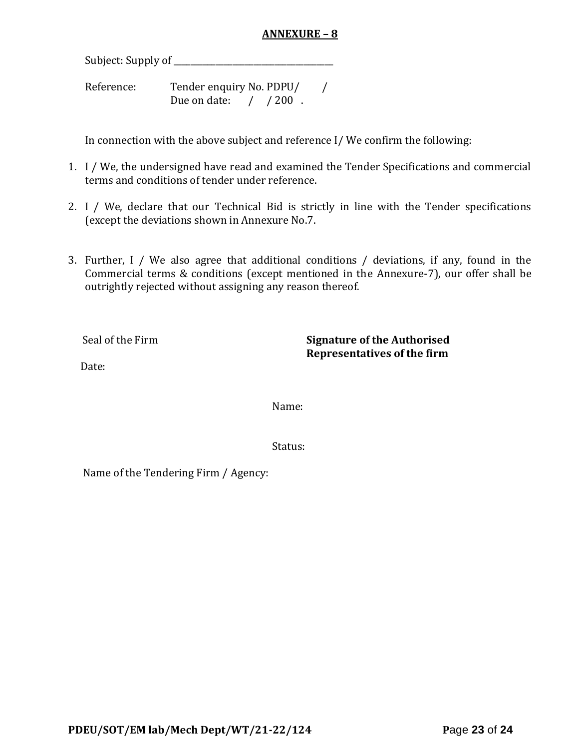## ANNEXURE – 8

Subject: Supply of ___________________________________

Reference: Tender enquiry No. PDPU/ /
Due on date: / / 200 .

In connection with the above subject and reference I/ We confirm the following:

1. I / We, the undersigned have read and examined the Tender Specifications and commercial terms and conditions of tender under reference.

2. I / We, declare that our Technical Bid is strictly in line with the Tender specifications (except the deviations shown in Annexure No.7.

3. Further, I / We also agree that additional conditions / deviations, if any, found in the Commercial terms & conditions (except mentioned in the Annexure-7), our offer shall be outrightly rejected without assigning any reason thereof.

Seal of the Firm

Date:

**Signature of the Authorised Representatives of the firm**

Name:

Status:

Name of the Tendering Firm / Agency: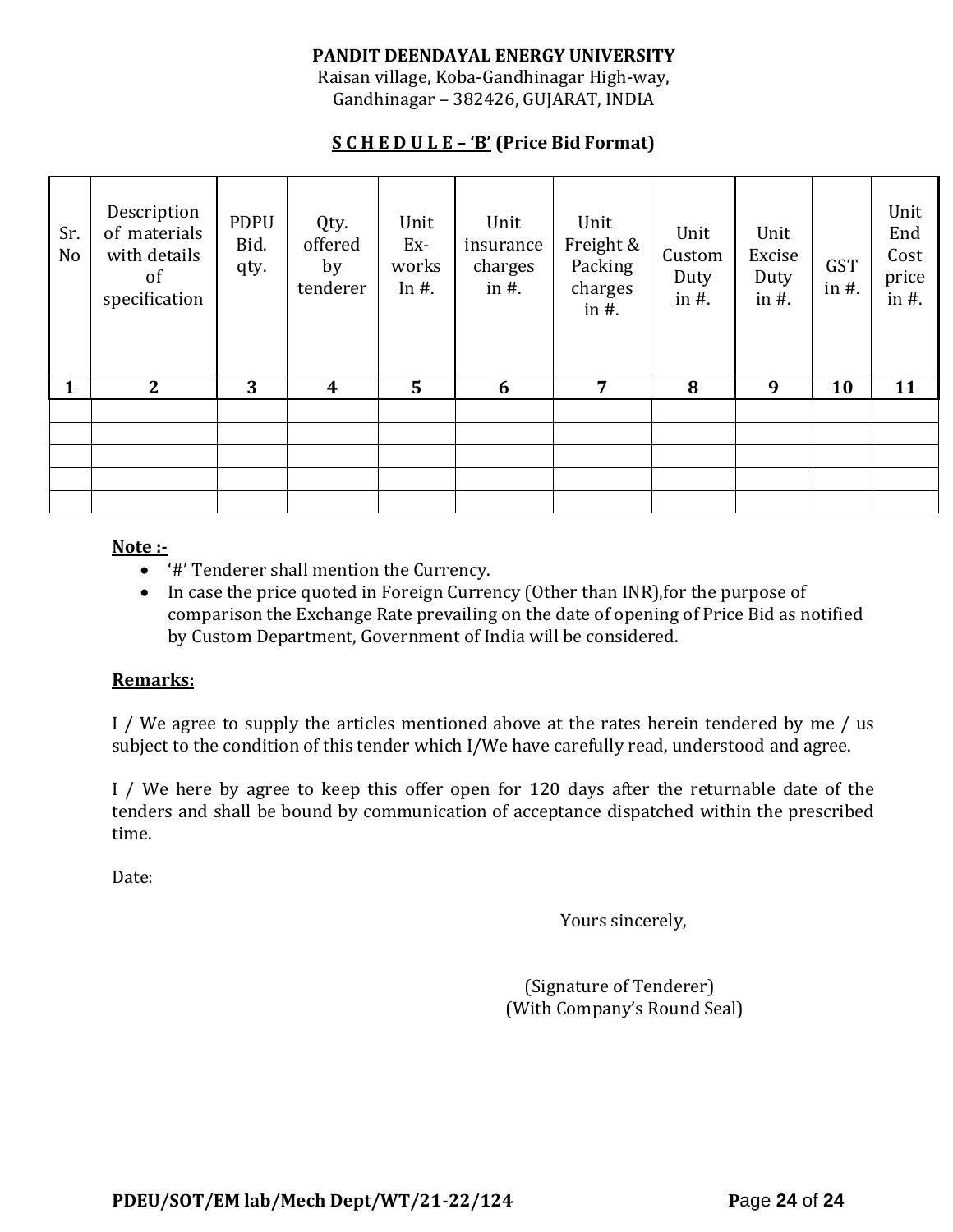**PANDIT DEENDAYAL ENERGY UNIVERSITY**
Raisan village, Koba-Gandhinagar High-way,
Gandhinagar – 382426, GUJARAT, INDIA

**S C H E D U L E – 'B' (Price Bid Format)**

| Sr. No | Description of materials with details of specification | PDPU Bid. qty. | Qty. offered by tenderer | Unit Ex-works In #. | Unit insurance charges in #. | Unit Freight & Packing charges in #. | Unit Custom Duty in #. | Unit Excise Duty in #. | GST in #. | Unit End Cost price in #. |
|---|---|---|---|---|---|---|---|---|---|---|
| **1** | **2** | **3** | **4** | **5** | **6** | **7** | **8** | **9** | **10** | **11** |
| | | | | | | | | | | |
| | | | | | | | | | | |
| | | | | | | | | | | |
| | | | | | | | | | | |
| | | | | | | | | | | |

**Note :-**

- '#' Tenderer shall mention the Currency.
- In case the price quoted in Foreign Currency (Other than INR),for the purpose of comparison the Exchange Rate prevailing on the date of opening of Price Bid as notified by Custom Department, Government of India will be considered.

**Remarks:**

I / We agree to supply the articles mentioned above at the rates herein tendered by me / us subject to the condition of this tender which I/We have carefully read, understood and agree.

I / We here by agree to keep this offer open for 120 days after the returnable date of the tenders and shall be bound by communication of acceptance dispatched within the prescribed time.

Date:

Yours sincerely,

(Signature of Tenderer)
(With Company's Round Seal)

**PDEU/SOT/EM lab/Mech Dept/WT/21-22/124**